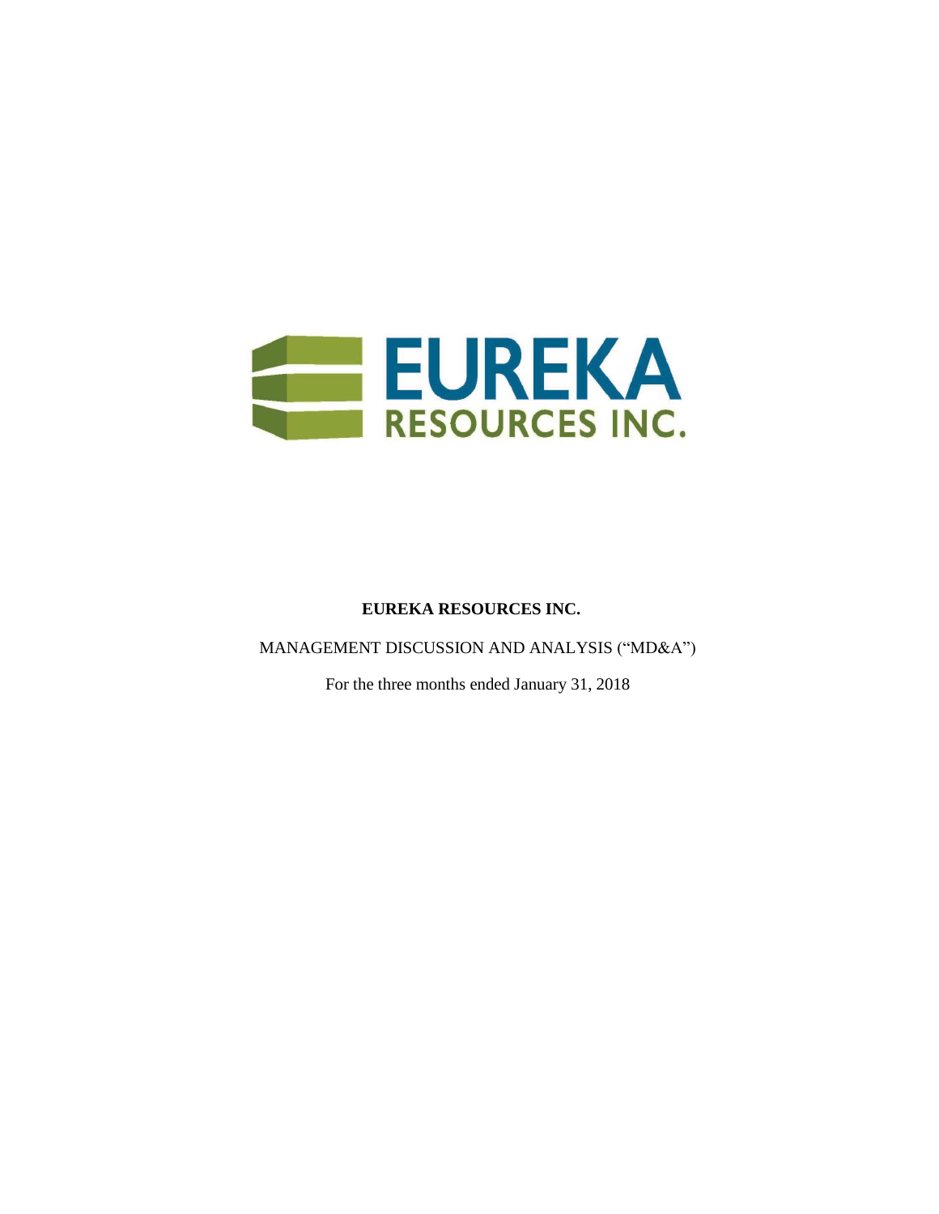**EUREKA RESOURCES INC.**

MANAGEMENT DISCUSSION AND ANALYSIS ("MD&A")

For the three months ended January 31, 2018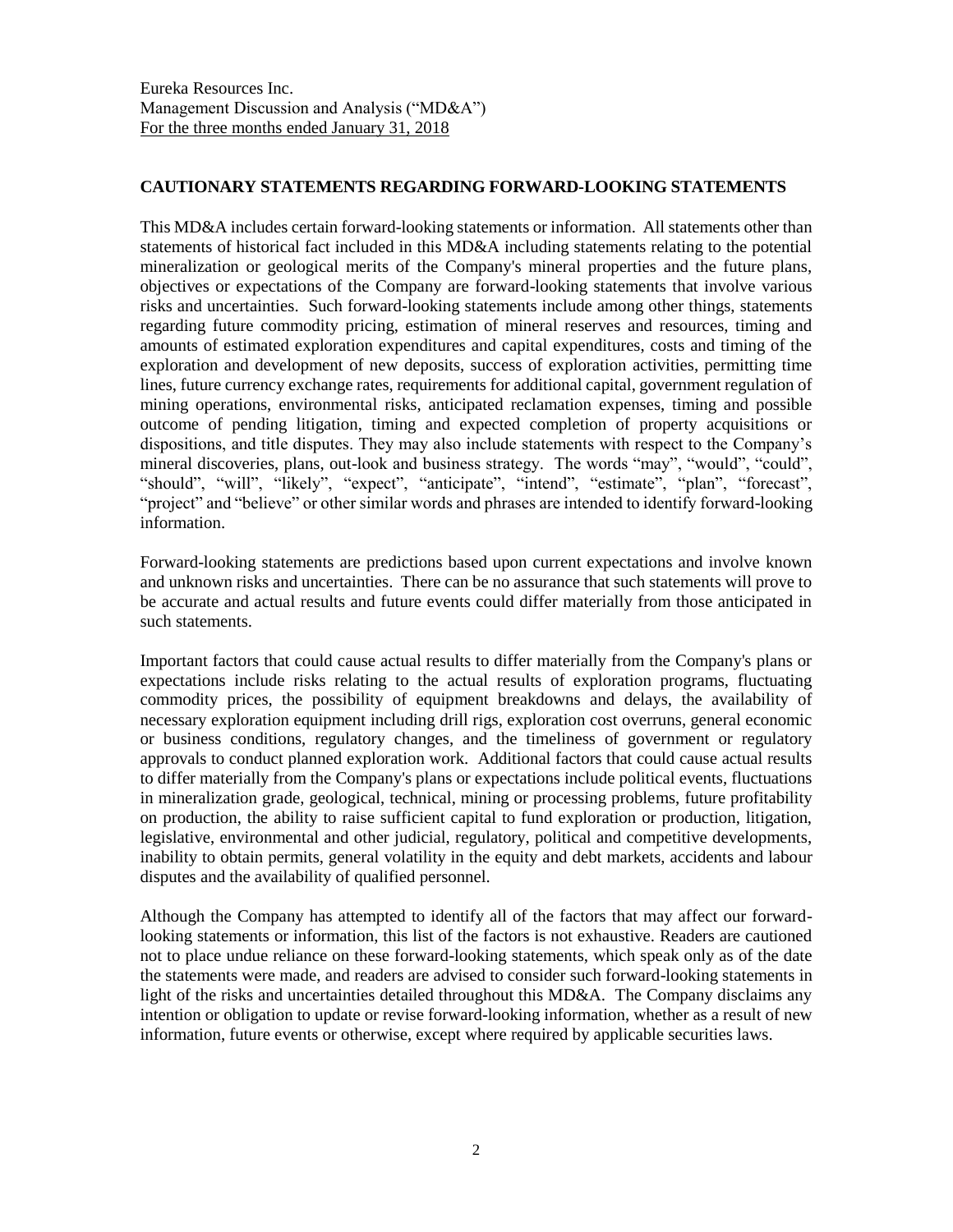Eureka Resources Inc.
Management Discussion and Analysis ("MD&A")
For the three months ended January 31, 2018

## CAUTIONARY STATEMENTS REGARDING FORWARD-LOOKING STATEMENTS

This MD&A includes certain forward-looking statements or information. All statements other than statements of historical fact included in this MD&A including statements relating to the potential mineralization or geological merits of the Company's mineral properties and the future plans, objectives or expectations of the Company are forward-looking statements that involve various risks and uncertainties. Such forward-looking statements include among other things, statements regarding future commodity pricing, estimation of mineral reserves and resources, timing and amounts of estimated exploration expenditures and capital expenditures, costs and timing of the exploration and development of new deposits, success of exploration activities, permitting time lines, future currency exchange rates, requirements for additional capital, government regulation of mining operations, environmental risks, anticipated reclamation expenses, timing and possible outcome of pending litigation, timing and expected completion of property acquisitions or dispositions, and title disputes. They may also include statements with respect to the Company's mineral discoveries, plans, out-look and business strategy. The words "may", "would", "could", "should", "will", "likely", "expect", "anticipate", "intend", "estimate", "plan", "forecast", "project" and "believe" or other similar words and phrases are intended to identify forward-looking information.

Forward-looking statements are predictions based upon current expectations and involve known and unknown risks and uncertainties. There can be no assurance that such statements will prove to be accurate and actual results and future events could differ materially from those anticipated in such statements.

Important factors that could cause actual results to differ materially from the Company's plans or expectations include risks relating to the actual results of exploration programs, fluctuating commodity prices, the possibility of equipment breakdowns and delays, the availability of necessary exploration equipment including drill rigs, exploration cost overruns, general economic or business conditions, regulatory changes, and the timeliness of government or regulatory approvals to conduct planned exploration work. Additional factors that could cause actual results to differ materially from the Company's plans or expectations include political events, fluctuations in mineralization grade, geological, technical, mining or processing problems, future profitability on production, the ability to raise sufficient capital to fund exploration or production, litigation, legislative, environmental and other judicial, regulatory, political and competitive developments, inability to obtain permits, general volatility in the equity and debt markets, accidents and labour disputes and the availability of qualified personnel.

Although the Company has attempted to identify all of the factors that may affect our forward-looking statements or information, this list of the factors is not exhaustive. Readers are cautioned not to place undue reliance on these forward-looking statements, which speak only as of the date the statements were made, and readers are advised to consider such forward-looking statements in light of the risks and uncertainties detailed throughout this MD&A. The Company disclaims any intention or obligation to update or revise forward-looking information, whether as a result of new information, future events or otherwise, except where required by applicable securities laws.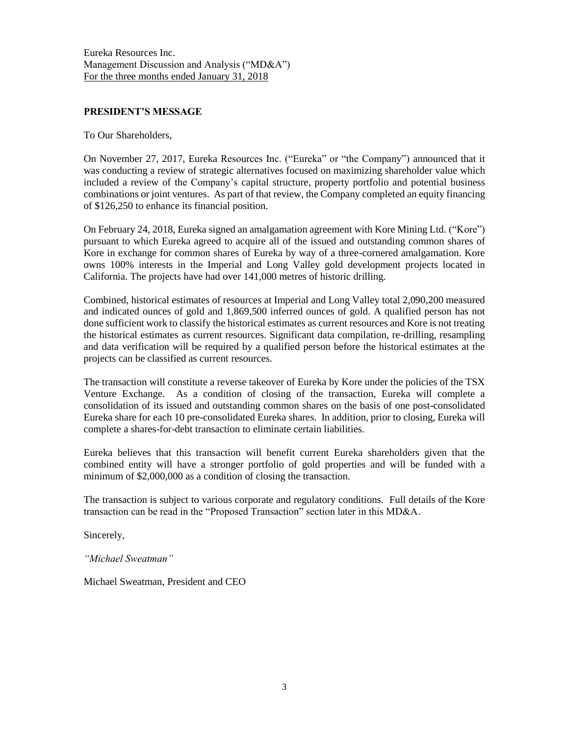Eureka Resources Inc.
Management Discussion and Analysis ("MD&A")
For the three months ended January 31, 2018

## PRESIDENT'S MESSAGE

To Our Shareholders,

On November 27, 2017, Eureka Resources Inc. ("Eureka" or "the Company") announced that it was conducting a review of strategic alternatives focused on maximizing shareholder value which included a review of the Company's capital structure, property portfolio and potential business combinations or joint ventures. As part of that review, the Company completed an equity financing of $126,250 to enhance its financial position.

On February 24, 2018, Eureka signed an amalgamation agreement with Kore Mining Ltd. ("Kore") pursuant to which Eureka agreed to acquire all of the issued and outstanding common shares of Kore in exchange for common shares of Eureka by way of a three-cornered amalgamation. Kore owns 100% interests in the Imperial and Long Valley gold development projects located in California. The projects have had over 141,000 metres of historic drilling.

Combined, historical estimates of resources at Imperial and Long Valley total 2,090,200 measured and indicated ounces of gold and 1,869,500 inferred ounces of gold. A qualified person has not done sufficient work to classify the historical estimates as current resources and Kore is not treating the historical estimates as current resources. Significant data compilation, re-drilling, resampling and data verification will be required by a qualified person before the historical estimates at the projects can be classified as current resources.

The transaction will constitute a reverse takeover of Eureka by Kore under the policies of the TSX Venture Exchange. As a condition of closing of the transaction, Eureka will complete a consolidation of its issued and outstanding common shares on the basis of one post-consolidated Eureka share for each 10 pre-consolidated Eureka shares. In addition, prior to closing, Eureka will complete a shares-for-debt transaction to eliminate certain liabilities.

Eureka believes that this transaction will benefit current Eureka shareholders given that the combined entity will have a stronger portfolio of gold properties and will be funded with a minimum of $2,000,000 as a condition of closing the transaction.

The transaction is subject to various corporate and regulatory conditions. Full details of the Kore transaction can be read in the "Proposed Transaction" section later in this MD&A.

Sincerely,

*"Michael Sweatman"*

Michael Sweatman, President and CEO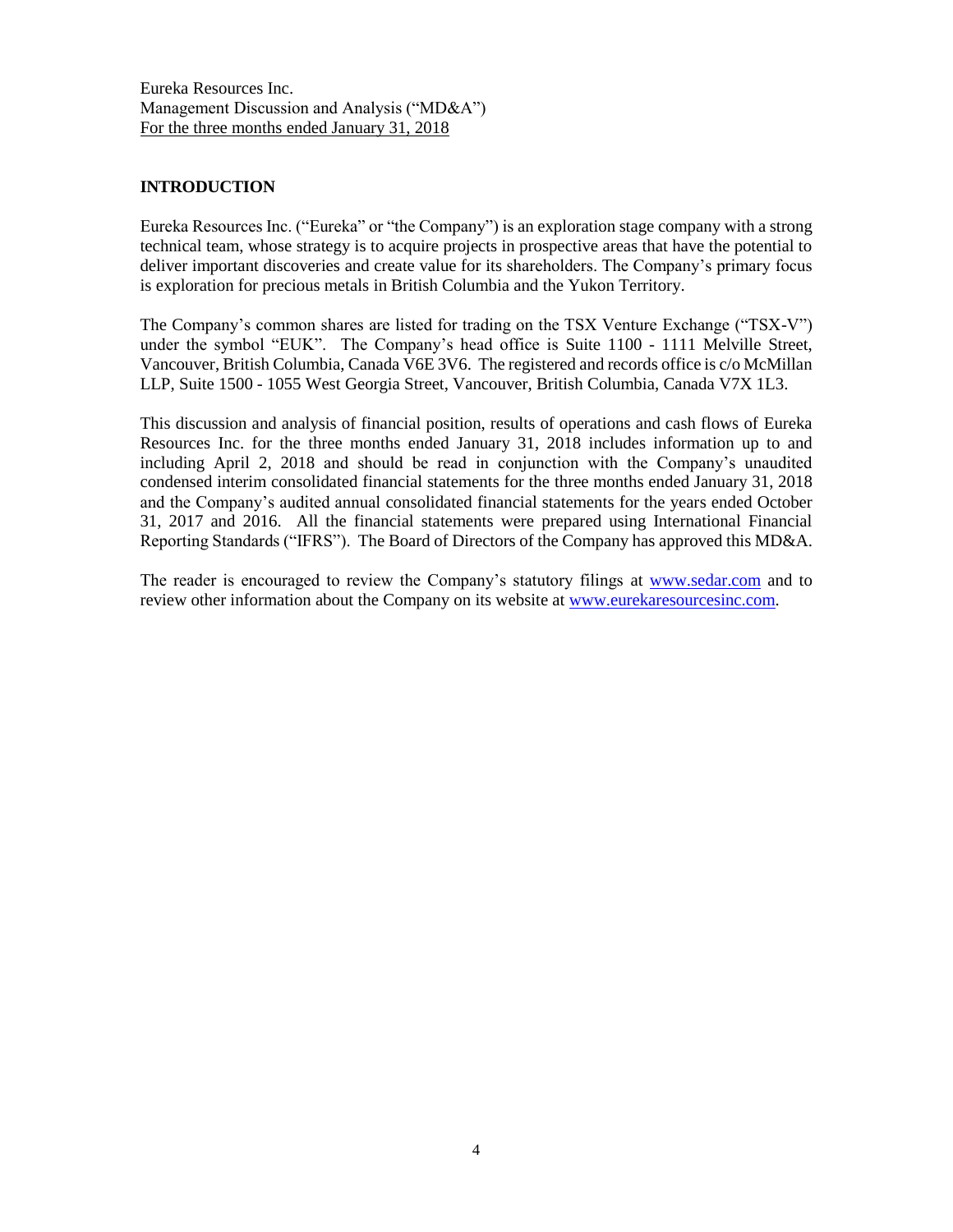Eureka Resources Inc.
Management Discussion and Analysis ("MD&A")
For the three months ended January 31, 2018

## INTRODUCTION

Eureka Resources Inc. ("Eureka" or "the Company") is an exploration stage company with a strong technical team, whose strategy is to acquire projects in prospective areas that have the potential to deliver important discoveries and create value for its shareholders. The Company's primary focus is exploration for precious metals in British Columbia and the Yukon Territory.

The Company's common shares are listed for trading on the TSX Venture Exchange ("TSX-V") under the symbol "EUK". The Company's head office is Suite 1100 - 1111 Melville Street, Vancouver, British Columbia, Canada V6E 3V6. The registered and records office is c/o McMillan LLP, Suite 1500 - 1055 West Georgia Street, Vancouver, British Columbia, Canada V7X 1L3.

This discussion and analysis of financial position, results of operations and cash flows of Eureka Resources Inc. for the three months ended January 31, 2018 includes information up to and including April 2, 2018 and should be read in conjunction with the Company's unaudited condensed interim consolidated financial statements for the three months ended January 31, 2018 and the Company's audited annual consolidated financial statements for the years ended October 31, 2017 and 2016. All the financial statements were prepared using International Financial Reporting Standards ("IFRS"). The Board of Directors of the Company has approved this MD&A.

The reader is encouraged to review the Company's statutory filings at www.sedar.com and to review other information about the Company on its website at www.eurekaresourcesinc.com.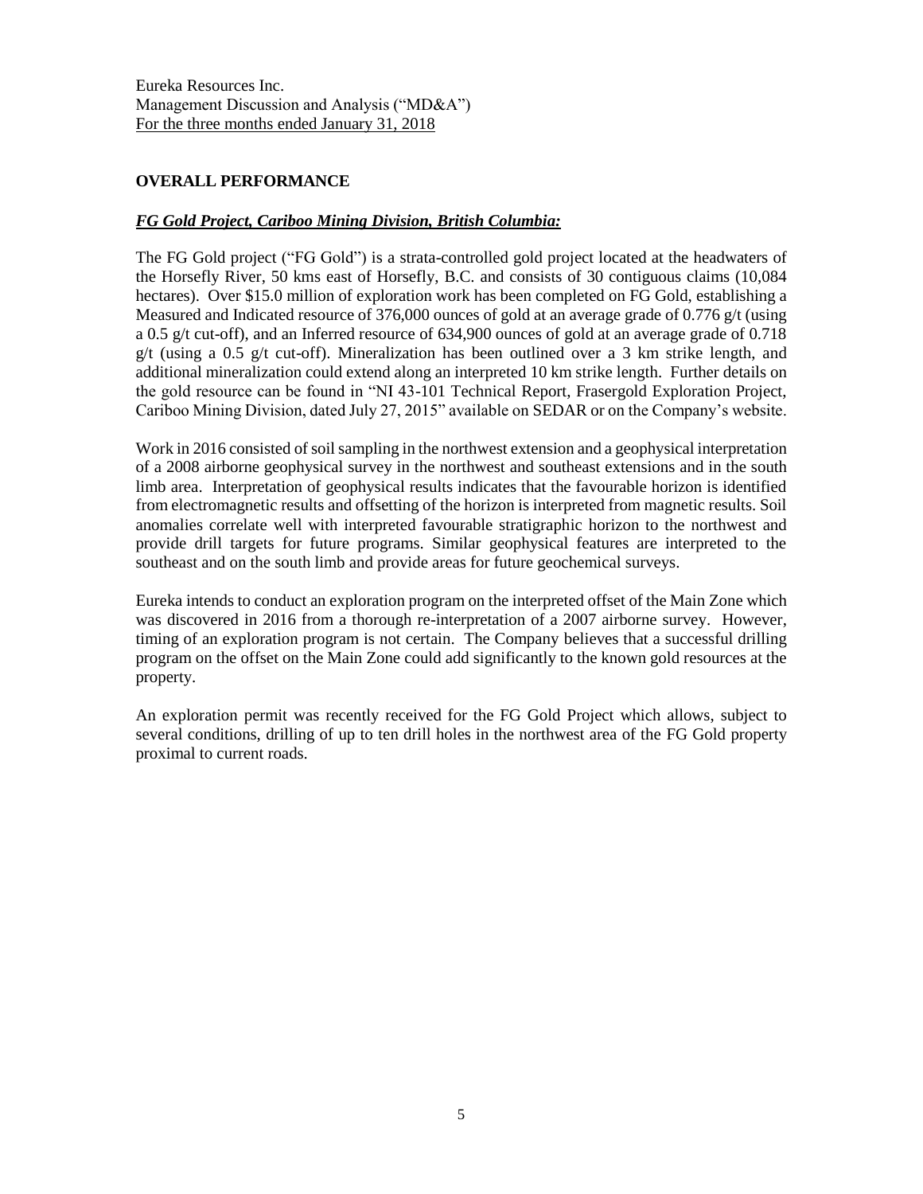Eureka Resources Inc.
Management Discussion and Analysis ("MD&A")
For the three months ended January 31, 2018

## OVERALL PERFORMANCE

### ***FG Gold Project, Cariboo Mining Division, British Columbia:***

The FG Gold project ("FG Gold") is a strata-controlled gold project located at the headwaters of the Horsefly River, 50 kms east of Horsefly, B.C. and consists of 30 contiguous claims (10,084 hectares). Over $15.0 million of exploration work has been completed on FG Gold, establishing a Measured and Indicated resource of 376,000 ounces of gold at an average grade of 0.776 g/t (using a 0.5 g/t cut-off), and an Inferred resource of 634,900 ounces of gold at an average grade of 0.718 g/t (using a 0.5 g/t cut-off). Mineralization has been outlined over a 3 km strike length, and additional mineralization could extend along an interpreted 10 km strike length. Further details on the gold resource can be found in "NI 43-101 Technical Report, Frasergold Exploration Project, Cariboo Mining Division, dated July 27, 2015" available on SEDAR or on the Company's website.

Work in 2016 consisted of soil sampling in the northwest extension and a geophysical interpretation of a 2008 airborne geophysical survey in the northwest and southeast extensions and in the south limb area. Interpretation of geophysical results indicates that the favourable horizon is identified from electromagnetic results and offsetting of the horizon is interpreted from magnetic results. Soil anomalies correlate well with interpreted favourable stratigraphic horizon to the northwest and provide drill targets for future programs. Similar geophysical features are interpreted to the southeast and on the south limb and provide areas for future geochemical surveys.

Eureka intends to conduct an exploration program on the interpreted offset of the Main Zone which was discovered in 2016 from a thorough re-interpretation of a 2007 airborne survey. However, timing of an exploration program is not certain. The Company believes that a successful drilling program on the offset on the Main Zone could add significantly to the known gold resources at the property.

An exploration permit was recently received for the FG Gold Project which allows, subject to several conditions, drilling of up to ten drill holes in the northwest area of the FG Gold property proximal to current roads.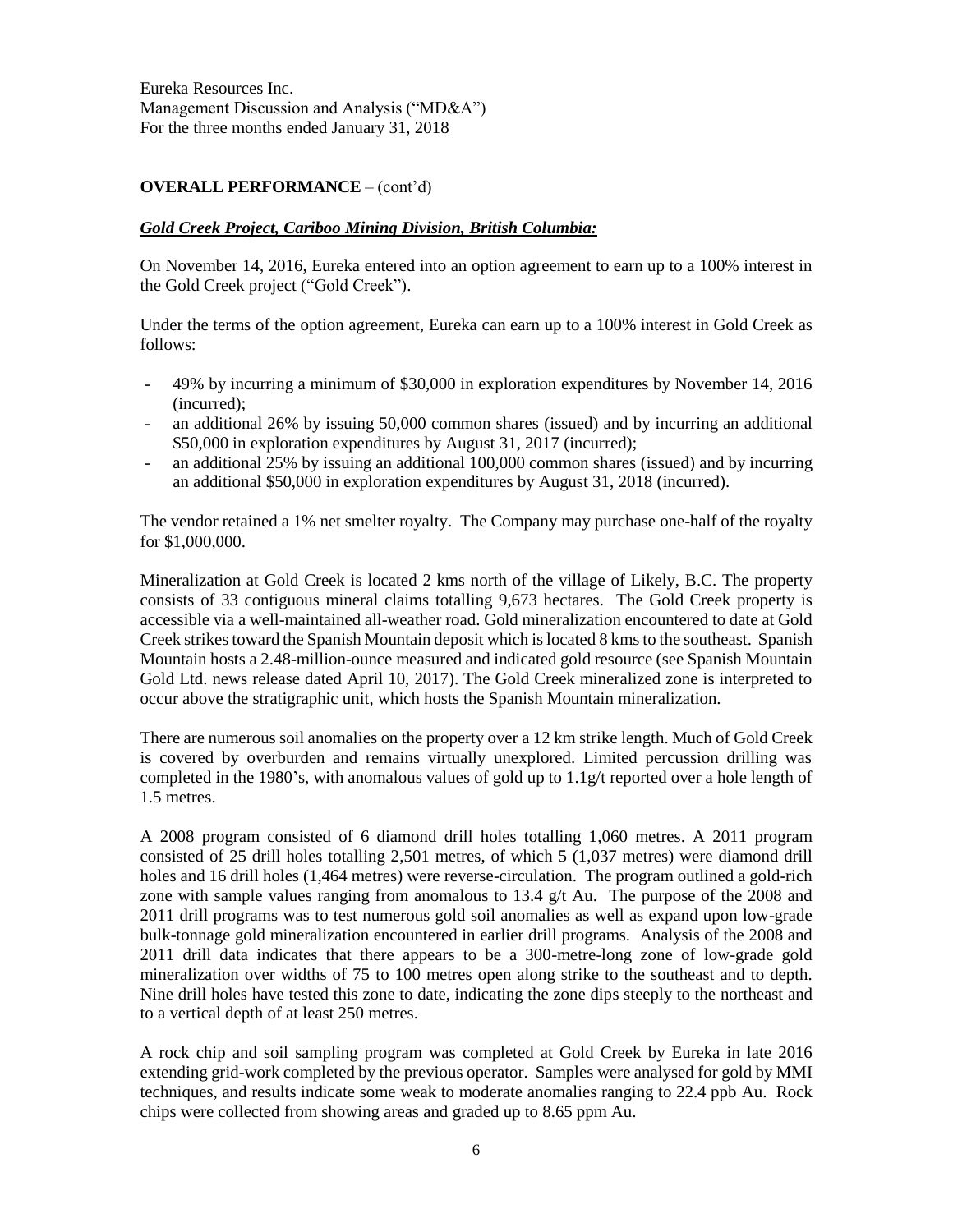Eureka Resources Inc.
Management Discussion and Analysis ("MD&A")
For the three months ended January 31, 2018

**OVERALL PERFORMANCE** – (cont'd)

***Gold Creek Project, Cariboo Mining Division, British Columbia:***

On November 14, 2016, Eureka entered into an option agreement to earn up to a 100% interest in the Gold Creek project ("Gold Creek").

Under the terms of the option agreement, Eureka can earn up to a 100% interest in Gold Creek as follows:

- 49% by incurring a minimum of $30,000 in exploration expenditures by November 14, 2016 (incurred);
- an additional 26% by issuing 50,000 common shares (issued) and by incurring an additional $50,000 in exploration expenditures by August 31, 2017 (incurred);
- an additional 25% by issuing an additional 100,000 common shares (issued) and by incurring an additional $50,000 in exploration expenditures by August 31, 2018 (incurred).

The vendor retained a 1% net smelter royalty. The Company may purchase one-half of the royalty for $1,000,000.

Mineralization at Gold Creek is located 2 kms north of the village of Likely, B.C. The property consists of 33 contiguous mineral claims totalling 9,673 hectares. The Gold Creek property is accessible via a well-maintained all-weather road. Gold mineralization encountered to date at Gold Creek strikes toward the Spanish Mountain deposit which is located 8 kms to the southeast. Spanish Mountain hosts a 2.48-million-ounce measured and indicated gold resource (see Spanish Mountain Gold Ltd. news release dated April 10, 2017). The Gold Creek mineralized zone is interpreted to occur above the stratigraphic unit, which hosts the Spanish Mountain mineralization.

There are numerous soil anomalies on the property over a 12 km strike length. Much of Gold Creek is covered by overburden and remains virtually unexplored. Limited percussion drilling was completed in the 1980's, with anomalous values of gold up to 1.1g/t reported over a hole length of 1.5 metres.

A 2008 program consisted of 6 diamond drill holes totalling 1,060 metres. A 2011 program consisted of 25 drill holes totalling 2,501 metres, of which 5 (1,037 metres) were diamond drill holes and 16 drill holes (1,464 metres) were reverse-circulation. The program outlined a gold-rich zone with sample values ranging from anomalous to 13.4 g/t Au. The purpose of the 2008 and 2011 drill programs was to test numerous gold soil anomalies as well as expand upon low-grade bulk-tonnage gold mineralization encountered in earlier drill programs. Analysis of the 2008 and 2011 drill data indicates that there appears to be a 300-metre-long zone of low-grade gold mineralization over widths of 75 to 100 metres open along strike to the southeast and to depth. Nine drill holes have tested this zone to date, indicating the zone dips steeply to the northeast and to a vertical depth of at least 250 metres.

A rock chip and soil sampling program was completed at Gold Creek by Eureka in late 2016 extending grid-work completed by the previous operator. Samples were analysed for gold by MMI techniques, and results indicate some weak to moderate anomalies ranging to 22.4 ppb Au. Rock chips were collected from showing areas and graded up to 8.65 ppm Au.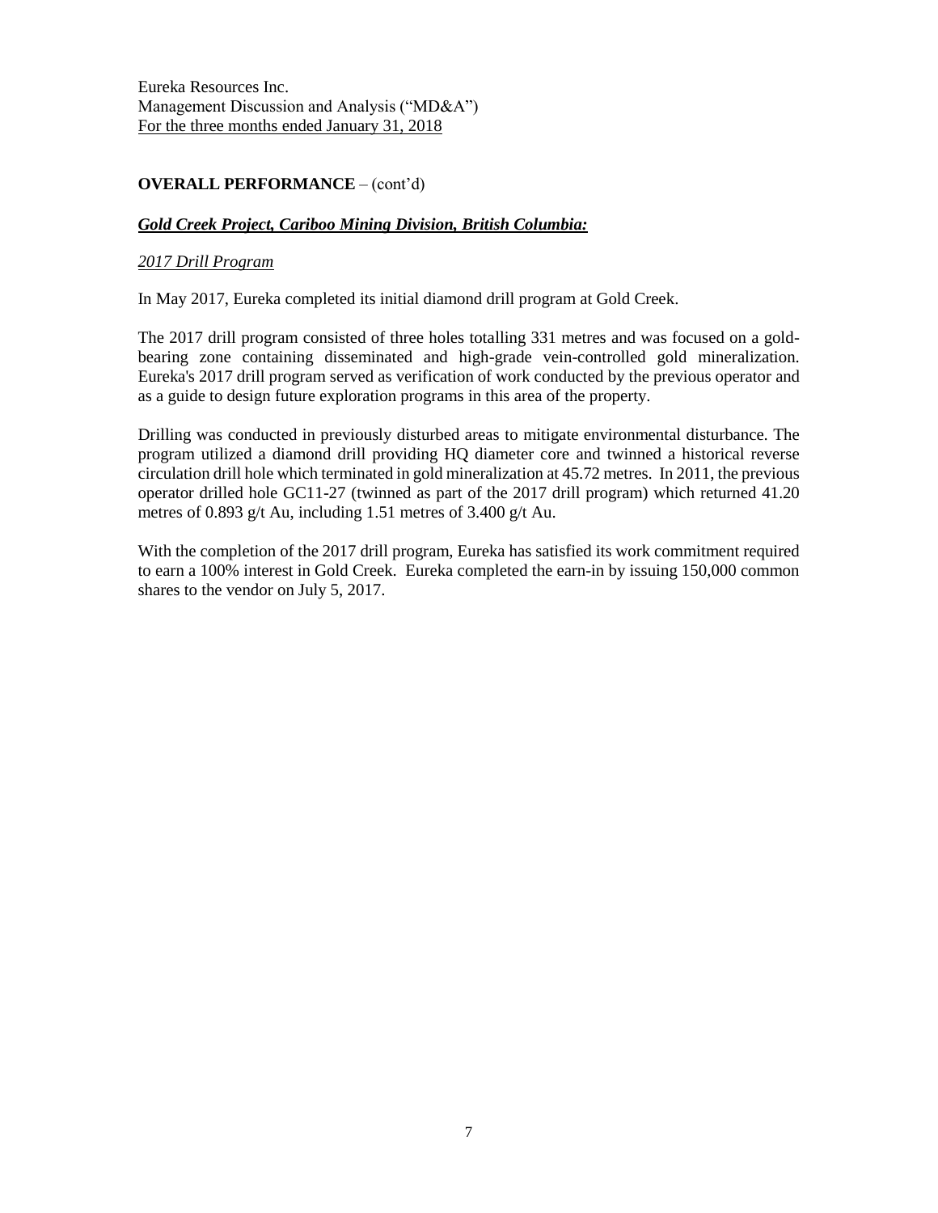## OVERALL PERFORMANCE – (cont'd)

### ***Gold Creek Project, Cariboo Mining Division, British Columbia:***

*2017 Drill Program*

In May 2017, Eureka completed its initial diamond drill program at Gold Creek.

The 2017 drill program consisted of three holes totalling 331 metres and was focused on a gold-bearing zone containing disseminated and high-grade vein-controlled gold mineralization. Eureka's 2017 drill program served as verification of work conducted by the previous operator and as a guide to design future exploration programs in this area of the property.

Drilling was conducted in previously disturbed areas to mitigate environmental disturbance. The program utilized a diamond drill providing HQ diameter core and twinned a historical reverse circulation drill hole which terminated in gold mineralization at 45.72 metres. In 2011, the previous operator drilled hole GC11-27 (twinned as part of the 2017 drill program) which returned 41.20 metres of 0.893 g/t Au, including 1.51 metres of 3.400 g/t Au.

With the completion of the 2017 drill program, Eureka has satisfied its work commitment required to earn a 100% interest in Gold Creek. Eureka completed the earn-in by issuing 150,000 common shares to the vendor on July 5, 2017.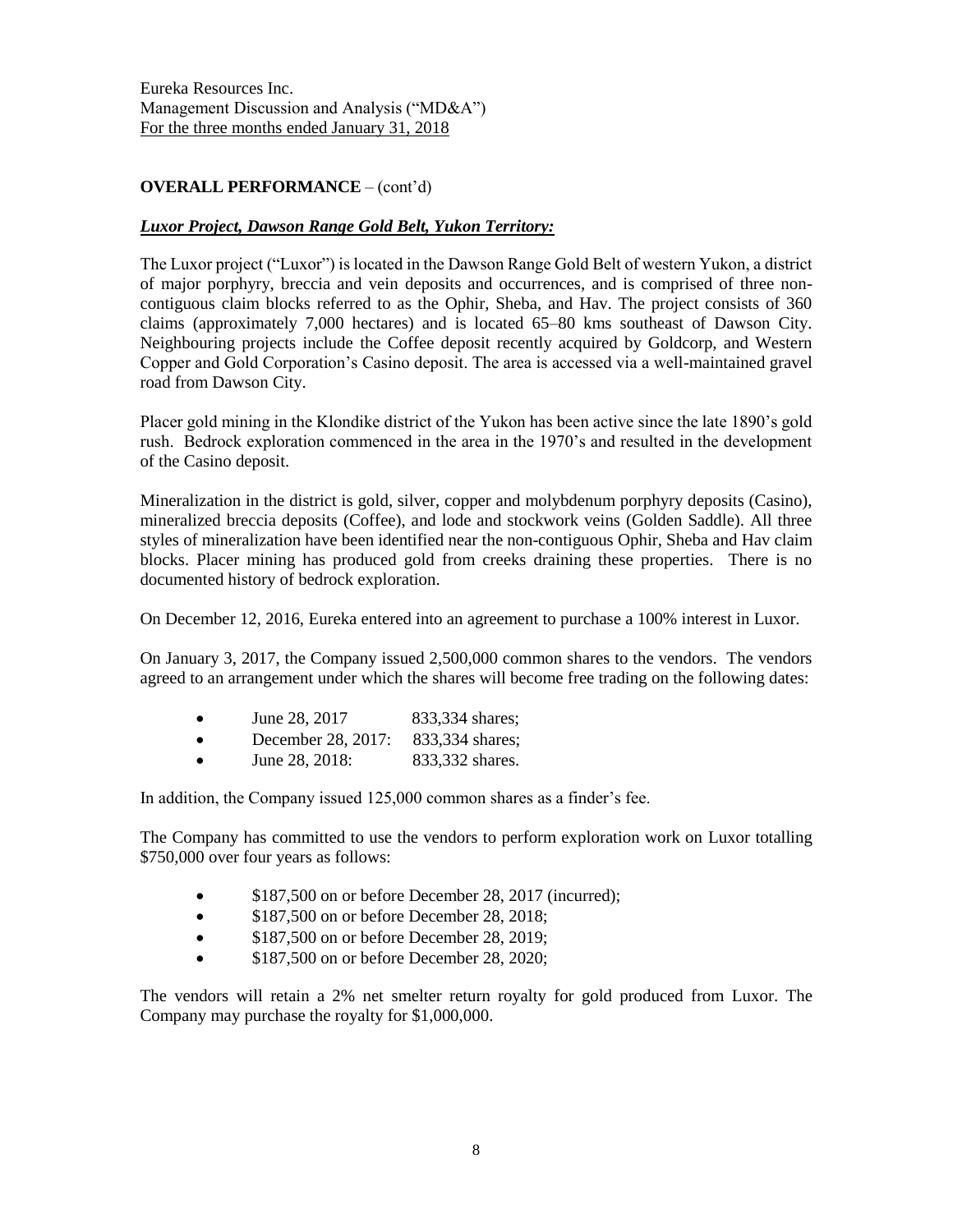**OVERALL PERFORMANCE** – (cont'd)

***Luxor Project, Dawson Range Gold Belt, Yukon Territory:***

The Luxor project ("Luxor") is located in the Dawson Range Gold Belt of western Yukon, a district of major porphyry, breccia and vein deposits and occurrences, and is comprised of three non-contiguous claim blocks referred to as the Ophir, Sheba, and Hav. The project consists of 360 claims (approximately 7,000 hectares) and is located 65–80 kms southeast of Dawson City. Neighbouring projects include the Coffee deposit recently acquired by Goldcorp, and Western Copper and Gold Corporation's Casino deposit. The area is accessed via a well-maintained gravel road from Dawson City.

Placer gold mining in the Klondike district of the Yukon has been active since the late 1890's gold rush. Bedrock exploration commenced in the area in the 1970's and resulted in the development of the Casino deposit.

Mineralization in the district is gold, silver, copper and molybdenum porphyry deposits (Casino), mineralized breccia deposits (Coffee), and lode and stockwork veins (Golden Saddle). All three styles of mineralization have been identified near the non-contiguous Ophir, Sheba and Hav claim blocks. Placer mining has produced gold from creeks draining these properties. There is no documented history of bedrock exploration.

On December 12, 2016, Eureka entered into an agreement to purchase a 100% interest in Luxor.

On January 3, 2017, the Company issued 2,500,000 common shares to the vendors. The vendors agreed to an arrangement under which the shares will become free trading on the following dates:

- June 28, 2017 833,334 shares;
- December 28, 2017: 833,334 shares;
- June 28, 2018: 833,332 shares.

In addition, the Company issued 125,000 common shares as a finder's fee.

The Company has committed to use the vendors to perform exploration work on Luxor totalling $750,000 over four years as follows:

- $187,500 on or before December 28, 2017 (incurred);
- $187,500 on or before December 28, 2018;
- $187,500 on or before December 28, 2019;
- $187,500 on or before December 28, 2020;

The vendors will retain a 2% net smelter return royalty for gold produced from Luxor. The Company may purchase the royalty for $1,000,000.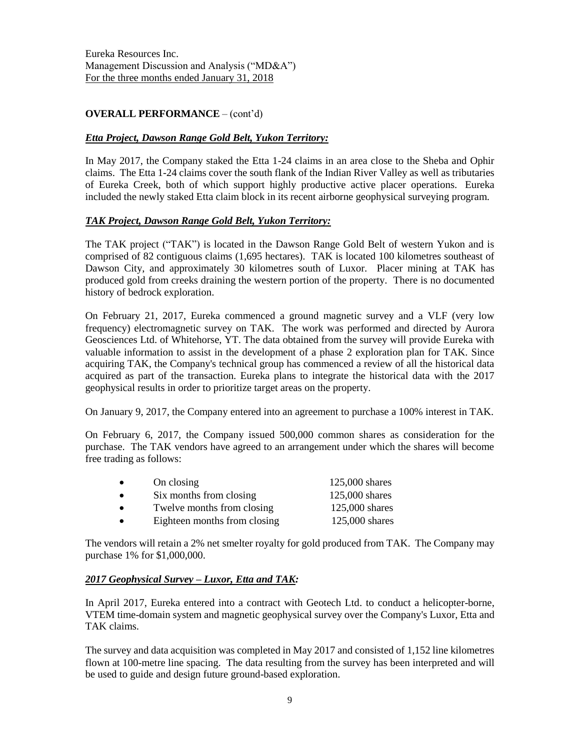## OVERALL PERFORMANCE – (cont'd)

### ***Etta Project, Dawson Range Gold Belt, Yukon Territory:***

In May 2017, the Company staked the Etta 1-24 claims in an area close to the Sheba and Ophir claims. The Etta 1-24 claims cover the south flank of the Indian River Valley as well as tributaries of Eureka Creek, both of which support highly productive active placer operations. Eureka included the newly staked Etta claim block in its recent airborne geophysical surveying program.

### ***TAK Project, Dawson Range Gold Belt, Yukon Territory:***

The TAK project ("TAK") is located in the Dawson Range Gold Belt of western Yukon and is comprised of 82 contiguous claims (1,695 hectares). TAK is located 100 kilometres southeast of Dawson City, and approximately 30 kilometres south of Luxor. Placer mining at TAK has produced gold from creeks draining the western portion of the property. There is no documented history of bedrock exploration.

On February 21, 2017, Eureka commenced a ground magnetic survey and a VLF (very low frequency) electromagnetic survey on TAK. The work was performed and directed by Aurora Geosciences Ltd. of Whitehorse, YT. The data obtained from the survey will provide Eureka with valuable information to assist in the development of a phase 2 exploration plan for TAK. Since acquiring TAK, the Company's technical group has commenced a review of all the historical data acquired as part of the transaction. Eureka plans to integrate the historical data with the 2017 geophysical results in order to prioritize target areas on the property.

On January 9, 2017, the Company entered into an agreement to purchase a 100% interest in TAK.

On February 6, 2017, the Company issued 500,000 common shares as consideration for the purchase. The TAK vendors have agreed to an arrangement under which the shares will become free trading as follows:

- On closing 125,000 shares
- Six months from closing 125,000 shares
- Twelve months from closing 125,000 shares
- Eighteen months from closing 125,000 shares

The vendors will retain a 2% net smelter royalty for gold produced from TAK. The Company may purchase 1% for $1,000,000.

### ***2017 Geophysical Survey – Luxor, Etta and TAK:***

In April 2017, Eureka entered into a contract with Geotech Ltd. to conduct a helicopter-borne, VTEM time-domain system and magnetic geophysical survey over the Company's Luxor, Etta and TAK claims.

The survey and data acquisition was completed in May 2017 and consisted of 1,152 line kilometres flown at 100-metre line spacing. The data resulting from the survey has been interpreted and will be used to guide and design future ground-based exploration.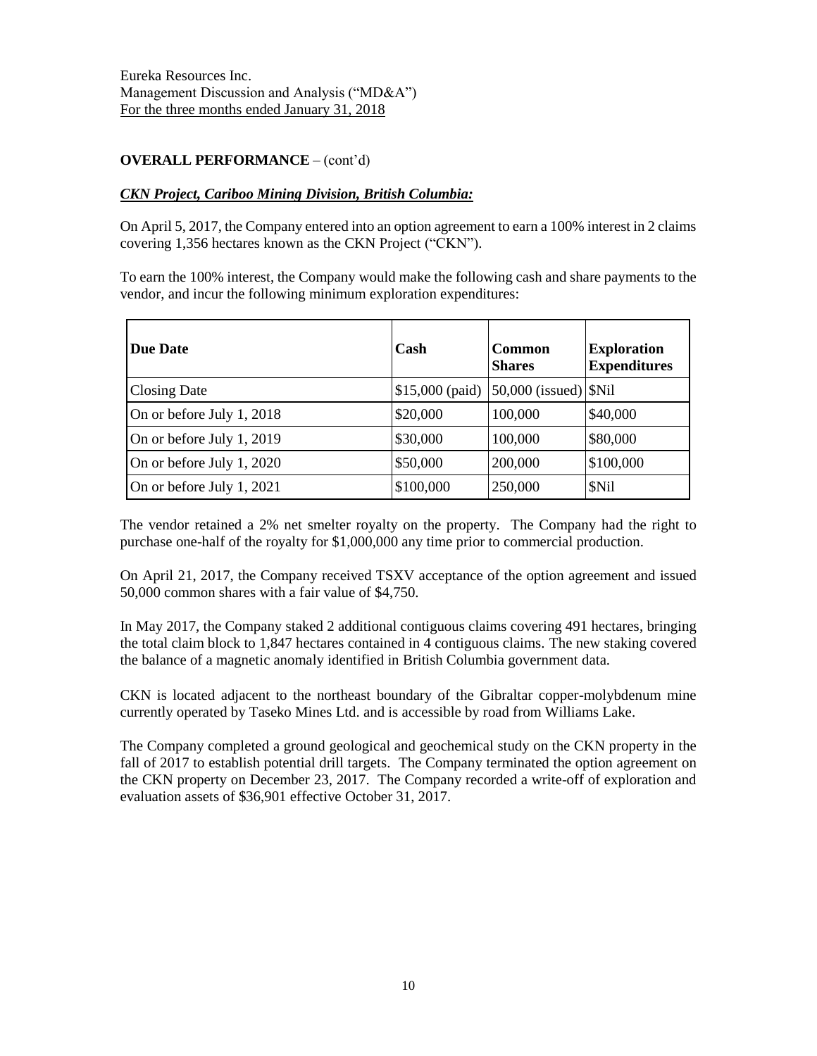## OVERALL PERFORMANCE – (cont'd)

### ***CKN Project, Cariboo Mining Division, British Columbia:***

On April 5, 2017, the Company entered into an option agreement to earn a 100% interest in 2 claims covering 1,356 hectares known as the CKN Project ("CKN").

To earn the 100% interest, the Company would make the following cash and share payments to the vendor, and incur the following minimum exploration expenditures:

| Due Date | Cash | Common Shares | Exploration Expenditures |
|---|---|---|---|
| Closing Date | $15,000 (paid) | 50,000 (issued) | $Nil |
| On or before July 1, 2018 | $20,000 | 100,000 | $40,000 |
| On or before July 1, 2019 | $30,000 | 100,000 | $80,000 |
| On or before July 1, 2020 | $50,000 | 200,000 | $100,000 |
| On or before July 1, 2021 | $100,000 | 250,000 | $Nil |

The vendor retained a 2% net smelter royalty on the property. The Company had the right to purchase one-half of the royalty for $1,000,000 any time prior to commercial production.

On April 21, 2017, the Company received TSXV acceptance of the option agreement and issued 50,000 common shares with a fair value of $4,750.

In May 2017, the Company staked 2 additional contiguous claims covering 491 hectares, bringing the total claim block to 1,847 hectares contained in 4 contiguous claims. The new staking covered the balance of a magnetic anomaly identified in British Columbia government data.

CKN is located adjacent to the northeast boundary of the Gibraltar copper-molybdenum mine currently operated by Taseko Mines Ltd. and is accessible by road from Williams Lake.

The Company completed a ground geological and geochemical study on the CKN property in the fall of 2017 to establish potential drill targets. The Company terminated the option agreement on the CKN property on December 23, 2017. The Company recorded a write-off of exploration and evaluation assets of $36,901 effective October 31, 2017.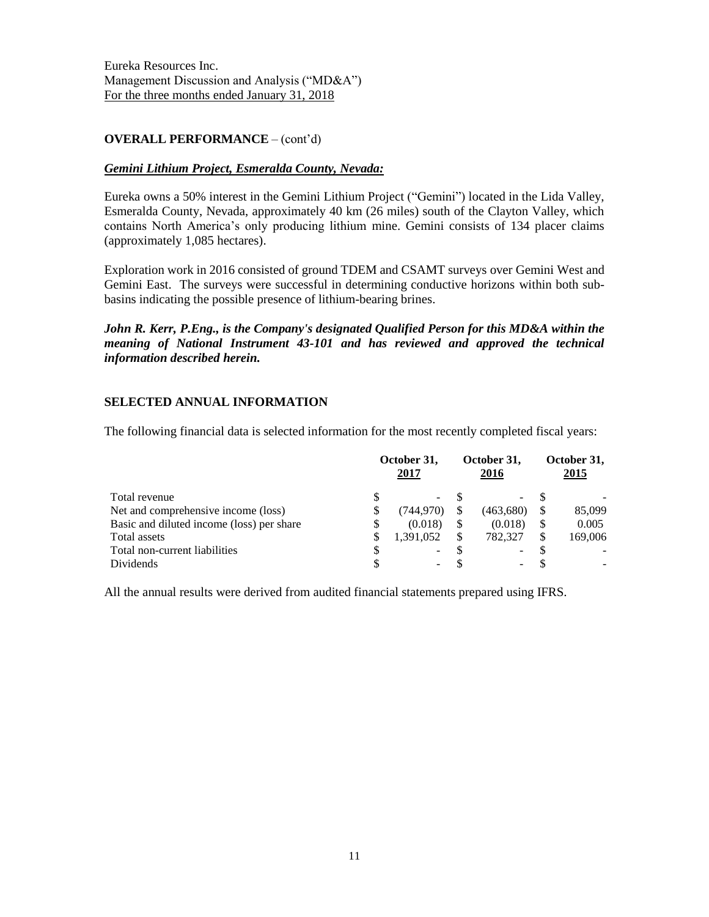## OVERALL PERFORMANCE – (cont'd)

### ***Gemini Lithium Project, Esmeralda County, Nevada:***

Eureka owns a 50% interest in the Gemini Lithium Project ("Gemini") located in the Lida Valley, Esmeralda County, Nevada, approximately 40 km (26 miles) south of the Clayton Valley, which contains North America's only producing lithium mine. Gemini consists of 134 placer claims (approximately 1,085 hectares).

Exploration work in 2016 consisted of ground TDEM and CSAMT surveys over Gemini West and Gemini East. The surveys were successful in determining conductive horizons within both sub-basins indicating the possible presence of lithium-bearing brines.

***John R. Kerr, P.Eng., is the Company's designated Qualified Person for this MD&A within the meaning of National Instrument 43-101 and has reviewed and approved the technical information described herein.***

## SELECTED ANNUAL INFORMATION

The following financial data is selected information for the most recently completed fiscal years:

| | October 31, 2017 | October 31, 2016 | October 31, 2015 |
|---|---|---|---|
| Total revenue | $ - | $ - | $ - |
| Net and comprehensive income (loss) | $ (744,970) | $ (463,680) | $ 85,099 |
| Basic and diluted income (loss) per share | $ (0.018) | $ (0.018) | $ 0.005 |
| Total assets | $ 1,391,052 | $ 782,327 | $ 169,006 |
| Total non-current liabilities | $ - | $ - | $ - |
| Dividends | $ - | $ - | $ - |

All the annual results were derived from audited financial statements prepared using IFRS.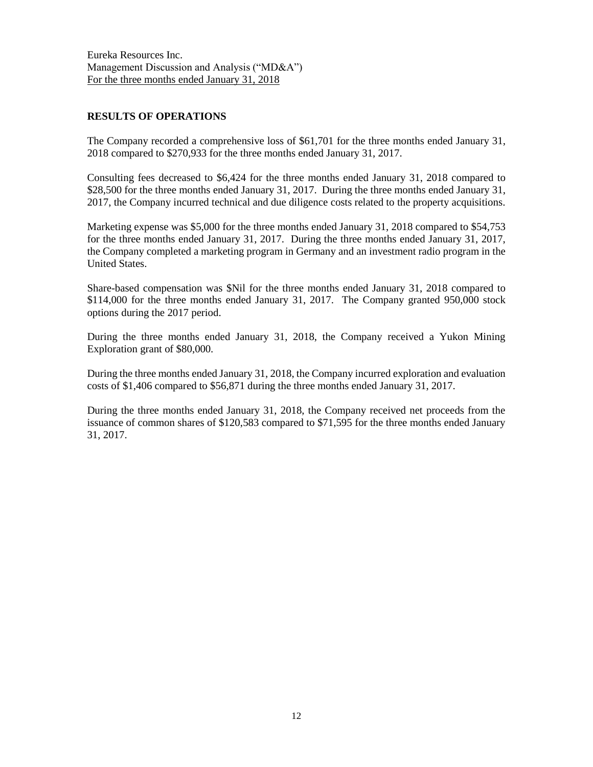## RESULTS OF OPERATIONS

The Company recorded a comprehensive loss of $61,701 for the three months ended January 31, 2018 compared to $270,933 for the three months ended January 31, 2017.

Consulting fees decreased to $6,424 for the three months ended January 31, 2018 compared to $28,500 for the three months ended January 31, 2017. During the three months ended January 31, 2017, the Company incurred technical and due diligence costs related to the property acquisitions.

Marketing expense was $5,000 for the three months ended January 31, 2018 compared to $54,753 for the three months ended January 31, 2017. During the three months ended January 31, 2017, the Company completed a marketing program in Germany and an investment radio program in the United States.

Share-based compensation was $Nil for the three months ended January 31, 2018 compared to $114,000 for the three months ended January 31, 2017. The Company granted 950,000 stock options during the 2017 period.

During the three months ended January 31, 2018, the Company received a Yukon Mining Exploration grant of $80,000.

During the three months ended January 31, 2018, the Company incurred exploration and evaluation costs of $1,406 compared to $56,871 during the three months ended January 31, 2017.

During the three months ended January 31, 2018, the Company received net proceeds from the issuance of common shares of $120,583 compared to $71,595 for the three months ended January 31, 2017.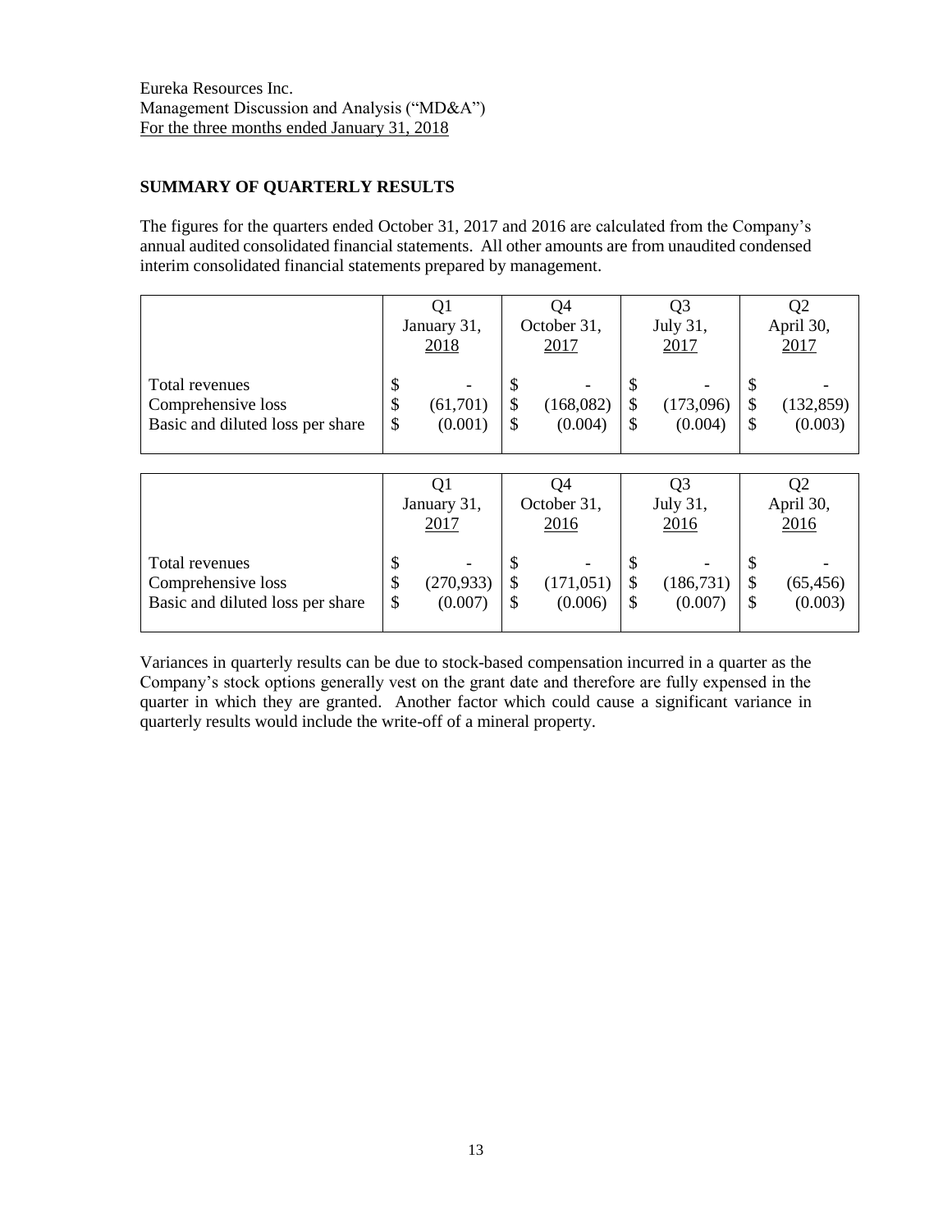Eureka Resources Inc.
Management Discussion and Analysis ("MD&A")
For the three months ended January 31, 2018

## SUMMARY OF QUARTERLY RESULTS

The figures for the quarters ended October 31, 2017 and 2016 are calculated from the Company's annual audited consolidated financial statements. All other amounts are from unaudited condensed interim consolidated financial statements prepared by management.

| | Q1 January 31, 2018 | Q4 October 31, 2017 | Q3 July 31, 2017 | Q2 April 30, 2017 |
|---|---|---|---|---|
| Total revenues | $ - | $ - | $ - | $ - |
| Comprehensive loss | $ (61,701) | $ (168,082) | $ (173,096) | $ (132,859) |
| Basic and diluted loss per share | $ (0.001) | $ (0.004) | $ (0.004) | $ (0.003) |

| | Q1 January 31, 2017 | Q4 October 31, 2016 | Q3 July 31, 2016 | Q2 April 30, 2016 |
|---|---|---|---|---|
| Total revenues | $ - | $ - | $ - | $ - |
| Comprehensive loss | $ (270,933) | $ (171,051) | $ (186,731) | $ (65,456) |
| Basic and diluted loss per share | $ (0.007) | $ (0.006) | $ (0.007) | $ (0.003) |

Variances in quarterly results can be due to stock-based compensation incurred in a quarter as the Company's stock options generally vest on the grant date and therefore are fully expensed in the quarter in which they are granted. Another factor which could cause a significant variance in quarterly results would include the write-off of a mineral property.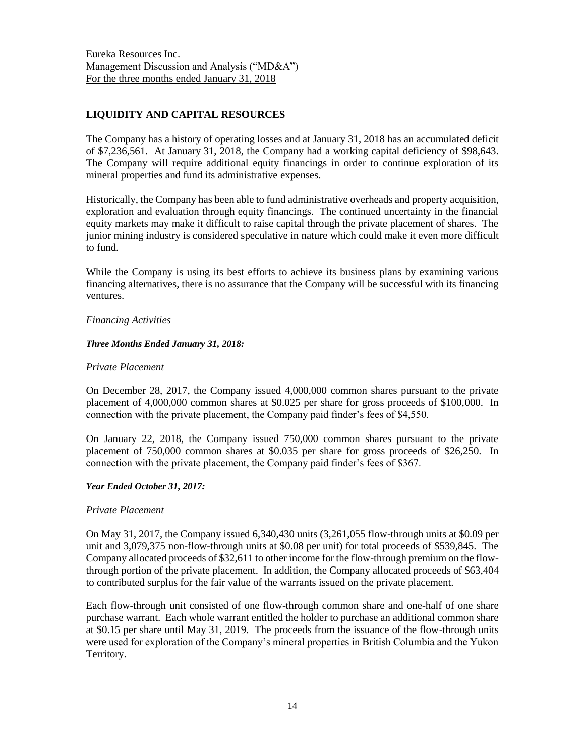Eureka Resources Inc.
Management Discussion and Analysis ("MD&A")
For the three months ended January 31, 2018

## LIQUIDITY AND CAPITAL RESOURCES

The Company has a history of operating losses and at January 31, 2018 has an accumulated deficit of $7,236,561. At January 31, 2018, the Company had a working capital deficiency of $98,643. The Company will require additional equity financings in order to continue exploration of its mineral properties and fund its administrative expenses.

Historically, the Company has been able to fund administrative overheads and property acquisition, exploration and evaluation through equity financings. The continued uncertainty in the financial equity markets may make it difficult to raise capital through the private placement of shares. The junior mining industry is considered speculative in nature which could make it even more difficult to fund.

While the Company is using its best efforts to achieve its business plans by examining various financing alternatives, there is no assurance that the Company will be successful with its financing ventures.

*Financing Activities*

***Three Months Ended January 31, 2018:***

*Private Placement*

On December 28, 2017, the Company issued 4,000,000 common shares pursuant to the private placement of 4,000,000 common shares at $0.025 per share for gross proceeds of $100,000. In connection with the private placement, the Company paid finder's fees of $4,550.

On January 22, 2018, the Company issued 750,000 common shares pursuant to the private placement of 750,000 common shares at $0.035 per share for gross proceeds of $26,250. In connection with the private placement, the Company paid finder's fees of $367.

***Year Ended October 31, 2017:***

*Private Placement*

On May 31, 2017, the Company issued 6,340,430 units (3,261,055 flow-through units at $0.09 per unit and 3,079,375 non-flow-through units at $0.08 per unit) for total proceeds of $539,845. The Company allocated proceeds of $32,611 to other income for the flow-through premium on the flow-through portion of the private placement. In addition, the Company allocated proceeds of $63,404 to contributed surplus for the fair value of the warrants issued on the private placement.

Each flow-through unit consisted of one flow-through common share and one-half of one share purchase warrant. Each whole warrant entitled the holder to purchase an additional common share at $0.15 per share until May 31, 2019. The proceeds from the issuance of the flow-through units were used for exploration of the Company's mineral properties in British Columbia and the Yukon Territory.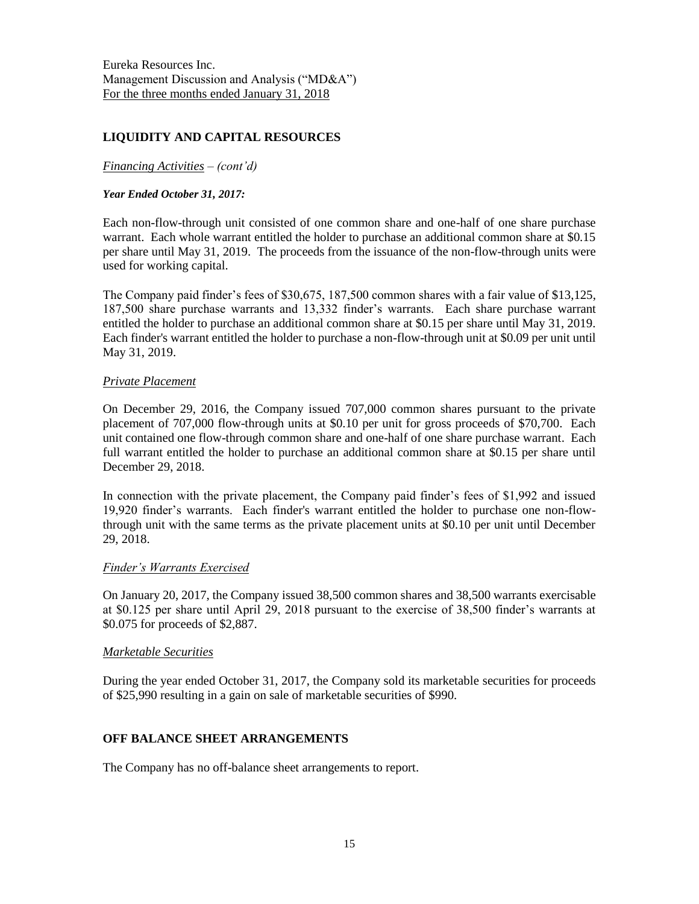## LIQUIDITY AND CAPITAL RESOURCES

*Financing Activities – (cont'd)*

***Year Ended October 31, 2017:***

Each non-flow-through unit consisted of one common share and one-half of one share purchase warrant. Each whole warrant entitled the holder to purchase an additional common share at $0.15 per share until May 31, 2019. The proceeds from the issuance of the non-flow-through units were used for working capital.

The Company paid finder's fees of $30,675, 187,500 common shares with a fair value of $13,125, 187,500 share purchase warrants and 13,332 finder's warrants. Each share purchase warrant entitled the holder to purchase an additional common share at $0.15 per share until May 31, 2019. Each finder's warrant entitled the holder to purchase a non-flow-through unit at $0.09 per unit until May 31, 2019.

*Private Placement*

On December 29, 2016, the Company issued 707,000 common shares pursuant to the private placement of 707,000 flow-through units at $0.10 per unit for gross proceeds of $70,700. Each unit contained one flow-through common share and one-half of one share purchase warrant. Each full warrant entitled the holder to purchase an additional common share at $0.15 per share until December 29, 2018.

In connection with the private placement, the Company paid finder's fees of $1,992 and issued 19,920 finder's warrants. Each finder's warrant entitled the holder to purchase one non-flow-through unit with the same terms as the private placement units at $0.10 per unit until December 29, 2018.

*Finder's Warrants Exercised*

On January 20, 2017, the Company issued 38,500 common shares and 38,500 warrants exercisable at $0.125 per share until April 29, 2018 pursuant to the exercise of 38,500 finder's warrants at $0.075 for proceeds of $2,887.

*Marketable Securities*

During the year ended October 31, 2017, the Company sold its marketable securities for proceeds of $25,990 resulting in a gain on sale of marketable securities of $990.

## OFF BALANCE SHEET ARRANGEMENTS

The Company has no off-balance sheet arrangements to report.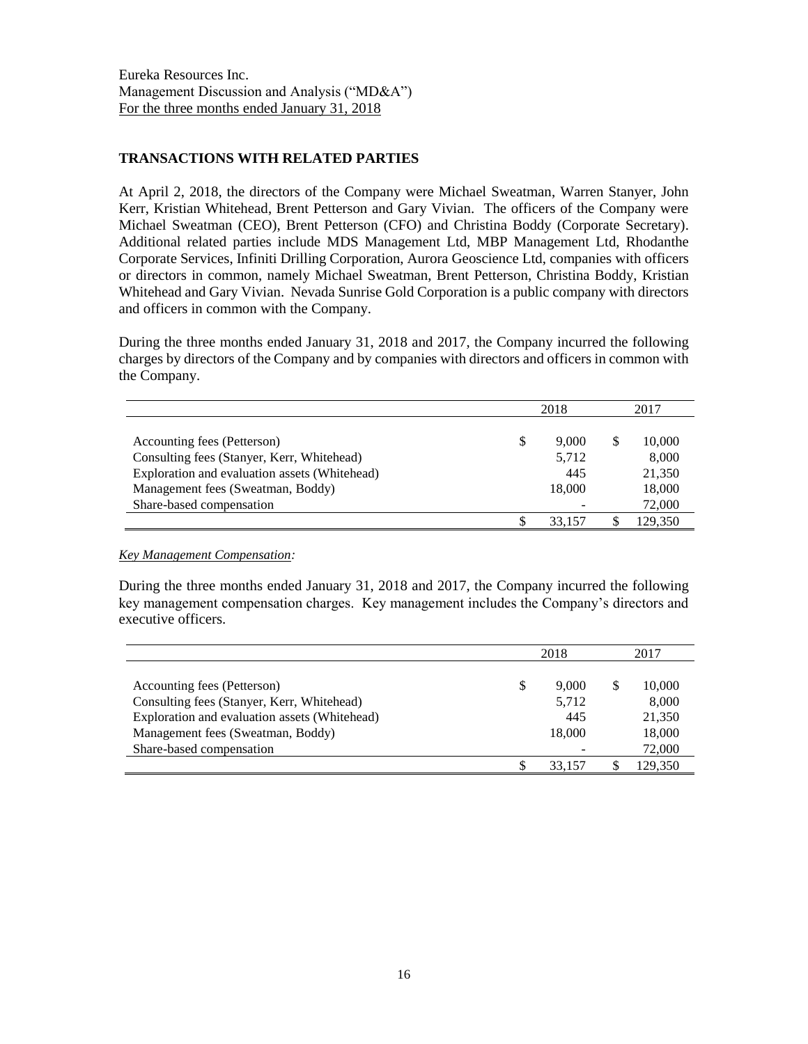Eureka Resources Inc.
Management Discussion and Analysis ("MD&A")
For the three months ended January 31, 2018

## TRANSACTIONS WITH RELATED PARTIES

At April 2, 2018, the directors of the Company were Michael Sweatman, Warren Stanyer, John Kerr, Kristian Whitehead, Brent Petterson and Gary Vivian. The officers of the Company were Michael Sweatman (CEO), Brent Petterson (CFO) and Christina Boddy (Corporate Secretary). Additional related parties include MDS Management Ltd, MBP Management Ltd, Rhodanthe Corporate Services, Infiniti Drilling Corporation, Aurora Geoscience Ltd, companies with officers or directors in common, namely Michael Sweatman, Brent Petterson, Christina Boddy, Kristian Whitehead and Gary Vivian. Nevada Sunrise Gold Corporation is a public company with directors and officers in common with the Company.

During the three months ended January 31, 2018 and 2017, the Company incurred the following charges by directors of the Company and by companies with directors and officers in common with the Company.

| | 2018 | 2017 |
|---|---|---|
| Accounting fees (Petterson) | $ 9,000 | $ 10,000 |
| Consulting fees (Stanyer, Kerr, Whitehead) | 5,712 | 8,000 |
| Exploration and evaluation assets (Whitehead) | 445 | 21,350 |
| Management fees (Sweatman, Boddy) | 18,000 | 18,000 |
| Share-based compensation | - | 72,000 |
| | $ 33,157 | $ 129,350 |

*Key Management Compensation:*

During the three months ended January 31, 2018 and 2017, the Company incurred the following key management compensation charges. Key management includes the Company's directors and executive officers.

| | 2018 | 2017 |
|---|---|---|
| Accounting fees (Petterson) | $ 9,000 | $ 10,000 |
| Consulting fees (Stanyer, Kerr, Whitehead) | 5,712 | 8,000 |
| Exploration and evaluation assets (Whitehead) | 445 | 21,350 |
| Management fees (Sweatman, Boddy) | 18,000 | 18,000 |
| Share-based compensation | - | 72,000 |
| | $ 33,157 | $ 129,350 |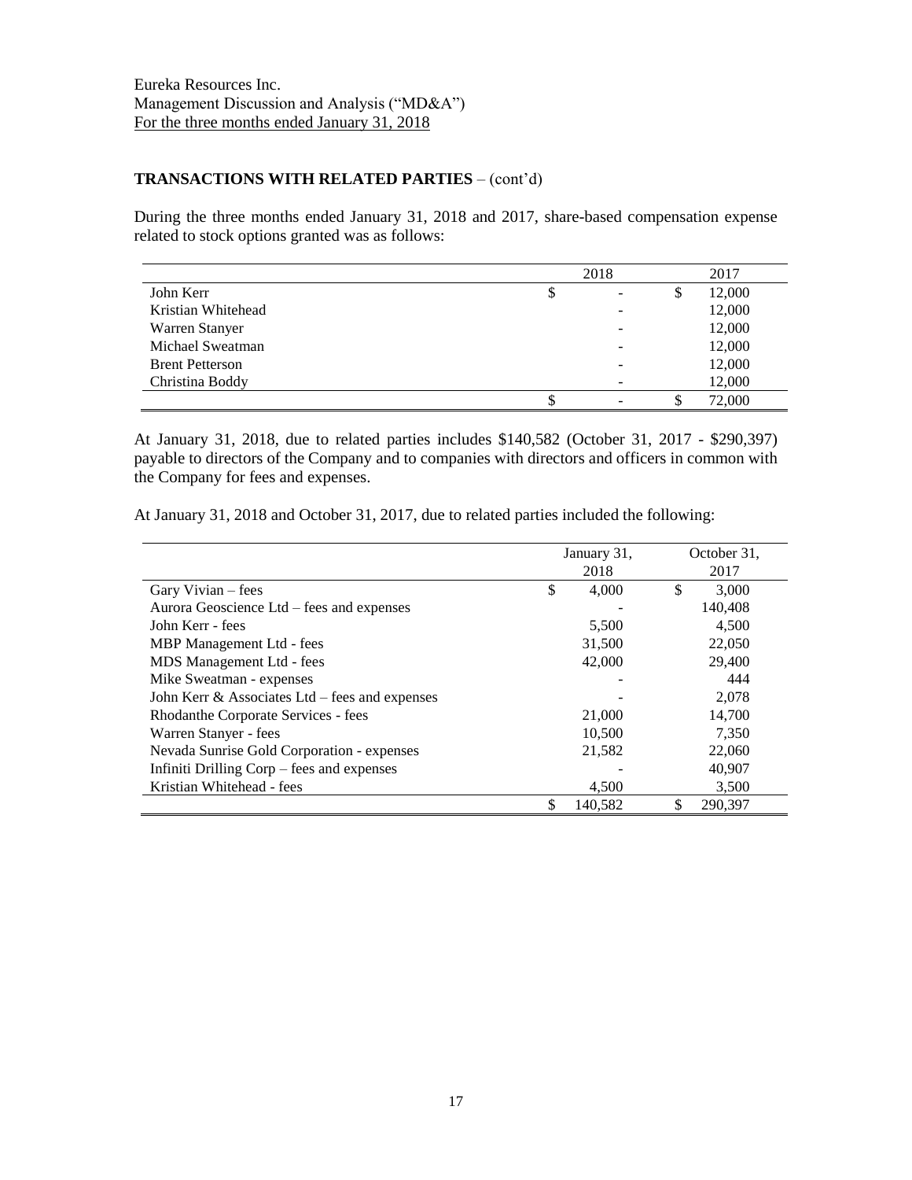**TRANSACTIONS WITH RELATED PARTIES** – (cont'd)

During the three months ended January 31, 2018 and 2017, share-based compensation expense related to stock options granted was as follows:

| | 2018 | 2017 |
|---|---|---|
| John Kerr | $ - | $ 12,000 |
| Kristian Whitehead | - | 12,000 |
| Warren Stanyer | - | 12,000 |
| Michael Sweatman | - | 12,000 |
| Brent Petterson | - | 12,000 |
| Christina Boddy | - | 12,000 |
| | $ - | $ 72,000 |

At January 31, 2018, due to related parties includes $140,582 (October 31, 2017 - $290,397) payable to directors of the Company and to companies with directors and officers in common with the Company for fees and expenses.

At January 31, 2018 and October 31, 2017, due to related parties included the following:

| | January 31, 2018 | October 31, 2017 |
|---|---|---|
| Gary Vivian – fees | $ 4,000 | $ 3,000 |
| Aurora Geoscience Ltd – fees and expenses | - | 140,408 |
| John Kerr - fees | 5,500 | 4,500 |
| MBP Management Ltd - fees | 31,500 | 22,050 |
| MDS Management Ltd - fees | 42,000 | 29,400 |
| Mike Sweatman - expenses | - | 444 |
| John Kerr & Associates Ltd – fees and expenses | - | 2,078 |
| Rhodanthe Corporate Services - fees | 21,000 | 14,700 |
| Warren Stanyer - fees | 10,500 | 7,350 |
| Nevada Sunrise Gold Corporation - expenses | 21,582 | 22,060 |
| Infiniti Drilling Corp – fees and expenses | - | 40,907 |
| Kristian Whitehead - fees | 4,500 | 3,500 |
| | $ 140,582 | $ 290,397 |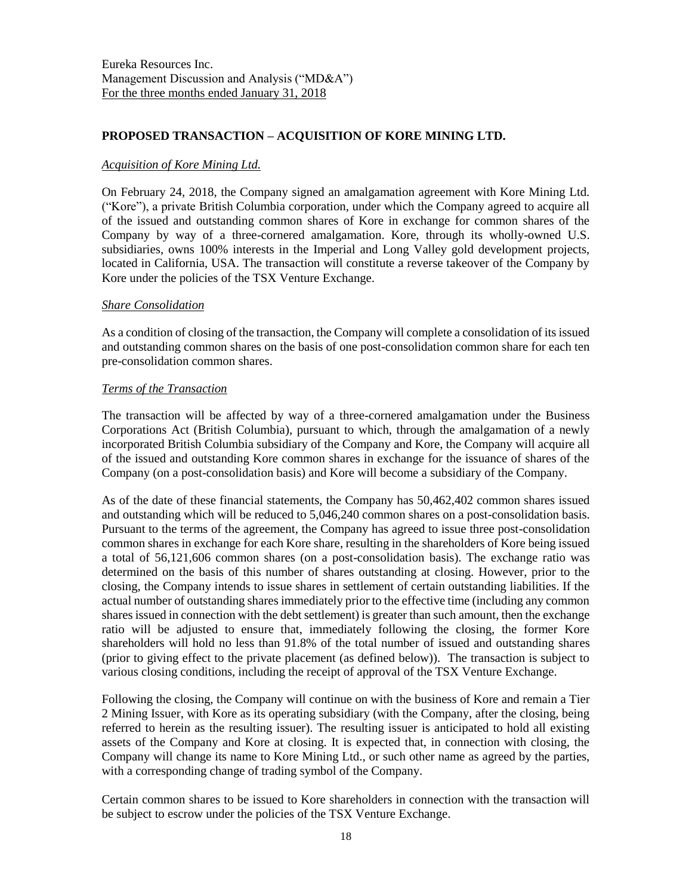## PROPOSED TRANSACTION – ACQUISITION OF KORE MINING LTD.

*Acquisition of Kore Mining Ltd.*

On February 24, 2018, the Company signed an amalgamation agreement with Kore Mining Ltd. ("Kore"), a private British Columbia corporation, under which the Company agreed to acquire all of the issued and outstanding common shares of Kore in exchange for common shares of the Company by way of a three-cornered amalgamation. Kore, through its wholly-owned U.S. subsidiaries, owns 100% interests in the Imperial and Long Valley gold development projects, located in California, USA. The transaction will constitute a reverse takeover of the Company by Kore under the policies of the TSX Venture Exchange.

*Share Consolidation*

As a condition of closing of the transaction, the Company will complete a consolidation of its issued and outstanding common shares on the basis of one post-consolidation common share for each ten pre-consolidation common shares.

*Terms of the Transaction*

The transaction will be affected by way of a three-cornered amalgamation under the Business Corporations Act (British Columbia), pursuant to which, through the amalgamation of a newly incorporated British Columbia subsidiary of the Company and Kore, the Company will acquire all of the issued and outstanding Kore common shares in exchange for the issuance of shares of the Company (on a post-consolidation basis) and Kore will become a subsidiary of the Company.

As of the date of these financial statements, the Company has 50,462,402 common shares issued and outstanding which will be reduced to 5,046,240 common shares on a post-consolidation basis. Pursuant to the terms of the agreement, the Company has agreed to issue three post-consolidation common shares in exchange for each Kore share, resulting in the shareholders of Kore being issued a total of 56,121,606 common shares (on a post-consolidation basis). The exchange ratio was determined on the basis of this number of shares outstanding at closing. However, prior to the closing, the Company intends to issue shares in settlement of certain outstanding liabilities. If the actual number of outstanding shares immediately prior to the effective time (including any common shares issued in connection with the debt settlement) is greater than such amount, then the exchange ratio will be adjusted to ensure that, immediately following the closing, the former Kore shareholders will hold no less than 91.8% of the total number of issued and outstanding shares (prior to giving effect to the private placement (as defined below)). The transaction is subject to various closing conditions, including the receipt of approval of the TSX Venture Exchange.

Following the closing, the Company will continue on with the business of Kore and remain a Tier 2 Mining Issuer, with Kore as its operating subsidiary (with the Company, after the closing, being referred to herein as the resulting issuer). The resulting issuer is anticipated to hold all existing assets of the Company and Kore at closing. It is expected that, in connection with closing, the Company will change its name to Kore Mining Ltd., or such other name as agreed by the parties, with a corresponding change of trading symbol of the Company.

Certain common shares to be issued to Kore shareholders in connection with the transaction will be subject to escrow under the policies of the TSX Venture Exchange.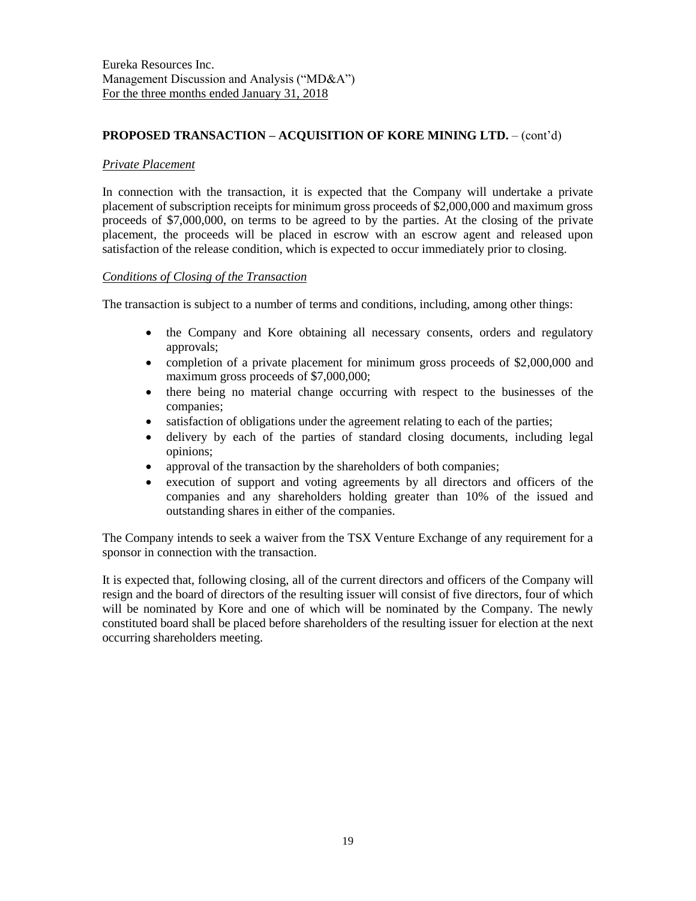## PROPOSED TRANSACTION – ACQUISITION OF KORE MINING LTD. – (cont'd)

*Private Placement*

In connection with the transaction, it is expected that the Company will undertake a private placement of subscription receipts for minimum gross proceeds of $2,000,000 and maximum gross proceeds of $7,000,000, on terms to be agreed to by the parties. At the closing of the private placement, the proceeds will be placed in escrow with an escrow agent and released upon satisfaction of the release condition, which is expected to occur immediately prior to closing.

*Conditions of Closing of the Transaction*

The transaction is subject to a number of terms and conditions, including, among other things:

- the Company and Kore obtaining all necessary consents, orders and regulatory approvals;
- completion of a private placement for minimum gross proceeds of $2,000,000 and maximum gross proceeds of $7,000,000;
- there being no material change occurring with respect to the businesses of the companies;
- satisfaction of obligations under the agreement relating to each of the parties;
- delivery by each of the parties of standard closing documents, including legal opinions;
- approval of the transaction by the shareholders of both companies;
- execution of support and voting agreements by all directors and officers of the companies and any shareholders holding greater than 10% of the issued and outstanding shares in either of the companies.

The Company intends to seek a waiver from the TSX Venture Exchange of any requirement for a sponsor in connection with the transaction.

It is expected that, following closing, all of the current directors and officers of the Company will resign and the board of directors of the resulting issuer will consist of five directors, four of which will be nominated by Kore and one of which will be nominated by the Company. The newly constituted board shall be placed before shareholders of the resulting issuer for election at the next occurring shareholders meeting.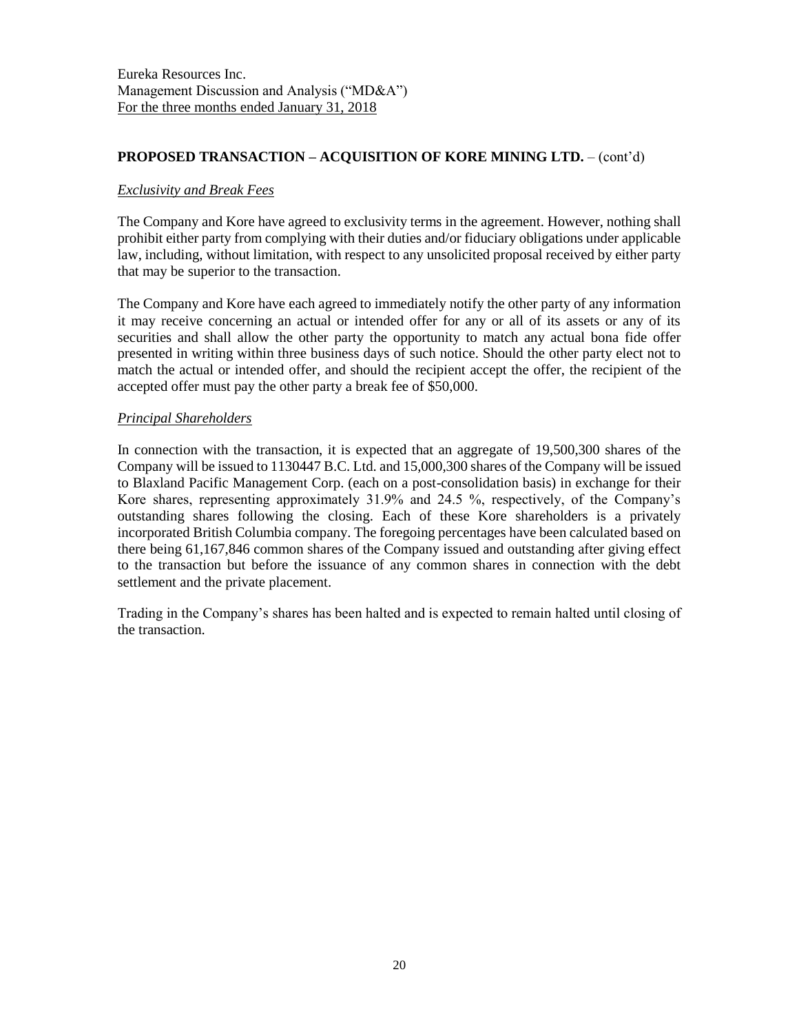## PROPOSED TRANSACTION – ACQUISITION OF KORE MINING LTD. – (cont'd)

### *Exclusivity and Break Fees*

The Company and Kore have agreed to exclusivity terms in the agreement. However, nothing shall prohibit either party from complying with their duties and/or fiduciary obligations under applicable law, including, without limitation, with respect to any unsolicited proposal received by either party that may be superior to the transaction.

The Company and Kore have each agreed to immediately notify the other party of any information it may receive concerning an actual or intended offer for any or all of its assets or any of its securities and shall allow the other party the opportunity to match any actual bona fide offer presented in writing within three business days of such notice. Should the other party elect not to match the actual or intended offer, and should the recipient accept the offer, the recipient of the accepted offer must pay the other party a break fee of $50,000.

### *Principal Shareholders*

In connection with the transaction, it is expected that an aggregate of 19,500,300 shares of the Company will be issued to 1130447 B.C. Ltd. and 15,000,300 shares of the Company will be issued to Blaxland Pacific Management Corp. (each on a post-consolidation basis) in exchange for their Kore shares, representing approximately 31.9% and 24.5 %, respectively, of the Company's outstanding shares following the closing. Each of these Kore shareholders is a privately incorporated British Columbia company. The foregoing percentages have been calculated based on there being 61,167,846 common shares of the Company issued and outstanding after giving effect to the transaction but before the issuance of any common shares in connection with the debt settlement and the private placement.

Trading in the Company's shares has been halted and is expected to remain halted until closing of the transaction.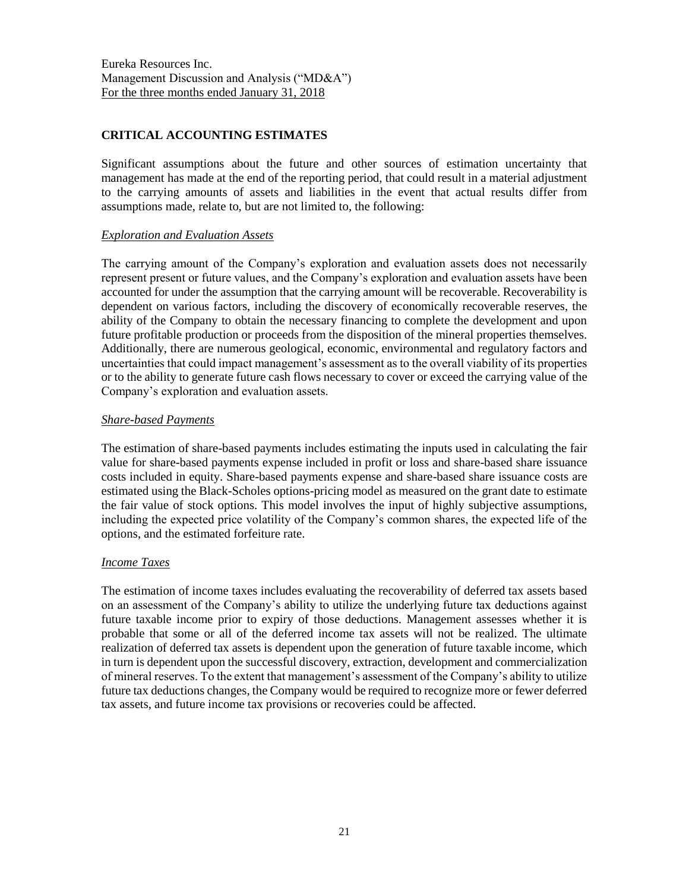## CRITICAL ACCOUNTING ESTIMATES

Significant assumptions about the future and other sources of estimation uncertainty that management has made at the end of the reporting period, that could result in a material adjustment to the carrying amounts of assets and liabilities in the event that actual results differ from assumptions made, relate to, but are not limited to, the following:

### *Exploration and Evaluation Assets*

The carrying amount of the Company's exploration and evaluation assets does not necessarily represent present or future values, and the Company's exploration and evaluation assets have been accounted for under the assumption that the carrying amount will be recoverable. Recoverability is dependent on various factors, including the discovery of economically recoverable reserves, the ability of the Company to obtain the necessary financing to complete the development and upon future profitable production or proceeds from the disposition of the mineral properties themselves. Additionally, there are numerous geological, economic, environmental and regulatory factors and uncertainties that could impact management's assessment as to the overall viability of its properties or to the ability to generate future cash flows necessary to cover or exceed the carrying value of the Company's exploration and evaluation assets.

### *Share-based Payments*

The estimation of share-based payments includes estimating the inputs used in calculating the fair value for share-based payments expense included in profit or loss and share-based share issuance costs included in equity. Share-based payments expense and share-based share issuance costs are estimated using the Black-Scholes options-pricing model as measured on the grant date to estimate the fair value of stock options. This model involves the input of highly subjective assumptions, including the expected price volatility of the Company's common shares, the expected life of the options, and the estimated forfeiture rate.

### *Income Taxes*

The estimation of income taxes includes evaluating the recoverability of deferred tax assets based on an assessment of the Company's ability to utilize the underlying future tax deductions against future taxable income prior to expiry of those deductions. Management assesses whether it is probable that some or all of the deferred income tax assets will not be realized. The ultimate realization of deferred tax assets is dependent upon the generation of future taxable income, which in turn is dependent upon the successful discovery, extraction, development and commercialization of mineral reserves. To the extent that management's assessment of the Company's ability to utilize future tax deductions changes, the Company would be required to recognize more or fewer deferred tax assets, and future income tax provisions or recoveries could be affected.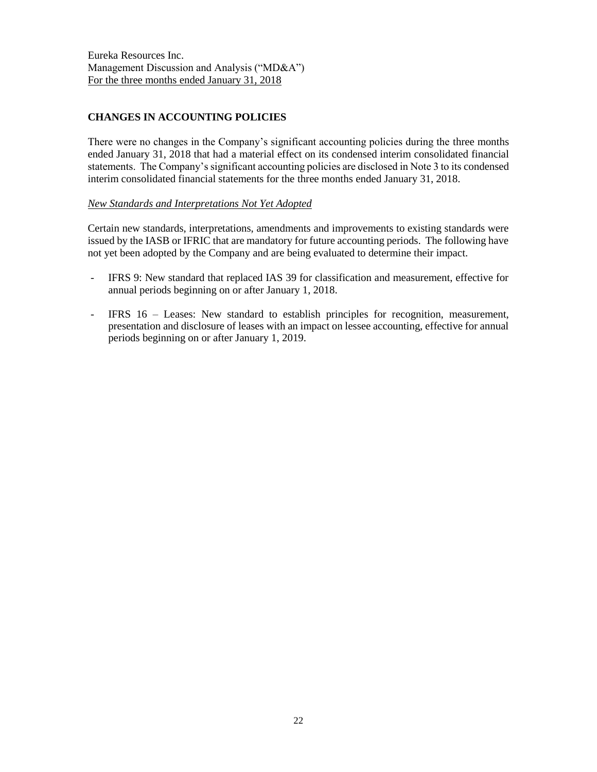## CHANGES IN ACCOUNTING POLICIES

There were no changes in the Company's significant accounting policies during the three months ended January 31, 2018 that had a material effect on its condensed interim consolidated financial statements. The Company's significant accounting policies are disclosed in Note 3 to its condensed interim consolidated financial statements for the three months ended January 31, 2018.

### *New Standards and Interpretations Not Yet Adopted*

Certain new standards, interpretations, amendments and improvements to existing standards were issued by the IASB or IFRIC that are mandatory for future accounting periods. The following have not yet been adopted by the Company and are being evaluated to determine their impact.

- IFRS 9: New standard that replaced IAS 39 for classification and measurement, effective for annual periods beginning on or after January 1, 2018.
- IFRS 16 – Leases: New standard to establish principles for recognition, measurement, presentation and disclosure of leases with an impact on lessee accounting, effective for annual periods beginning on or after January 1, 2019.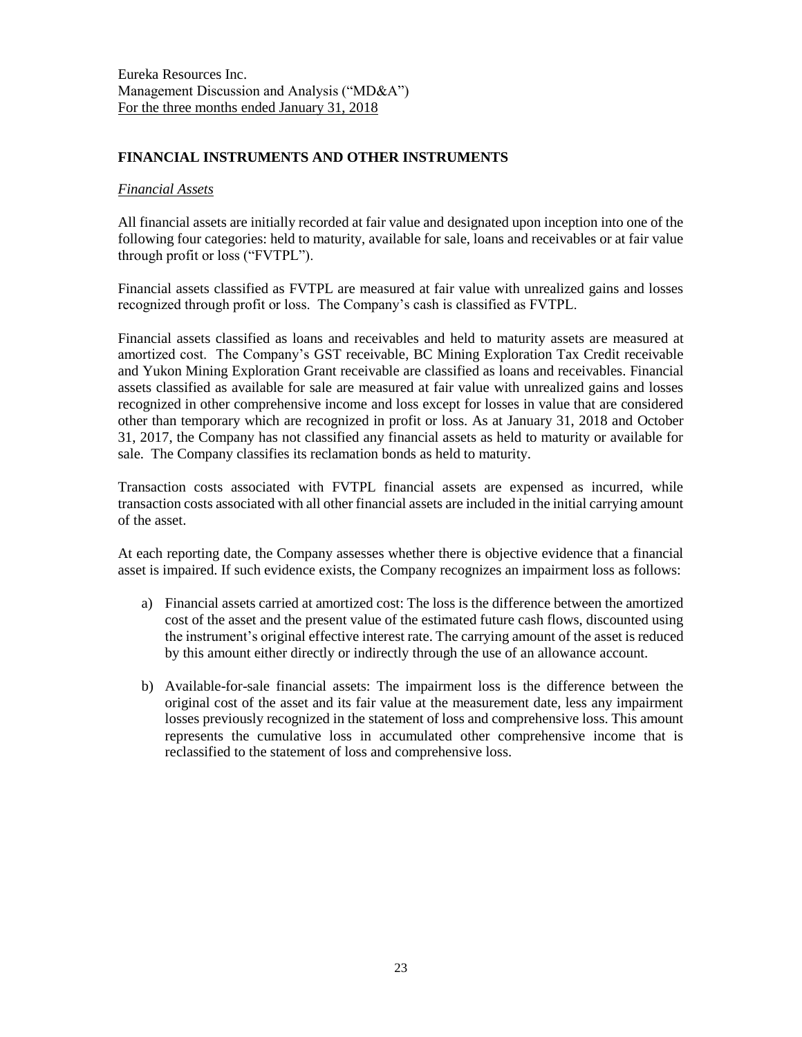## FINANCIAL INSTRUMENTS AND OTHER INSTRUMENTS

*Financial Assets*

All financial assets are initially recorded at fair value and designated upon inception into one of the following four categories: held to maturity, available for sale, loans and receivables or at fair value through profit or loss ("FVTPL").

Financial assets classified as FVTPL are measured at fair value with unrealized gains and losses recognized through profit or loss. The Company's cash is classified as FVTPL.

Financial assets classified as loans and receivables and held to maturity assets are measured at amortized cost. The Company's GST receivable, BC Mining Exploration Tax Credit receivable and Yukon Mining Exploration Grant receivable are classified as loans and receivables. Financial assets classified as available for sale are measured at fair value with unrealized gains and losses recognized in other comprehensive income and loss except for losses in value that are considered other than temporary which are recognized in profit or loss. As at January 31, 2018 and October 31, 2017, the Company has not classified any financial assets as held to maturity or available for sale. The Company classifies its reclamation bonds as held to maturity.

Transaction costs associated with FVTPL financial assets are expensed as incurred, while transaction costs associated with all other financial assets are included in the initial carrying amount of the asset.

At each reporting date, the Company assesses whether there is objective evidence that a financial asset is impaired. If such evidence exists, the Company recognizes an impairment loss as follows:

a) Financial assets carried at amortized cost: The loss is the difference between the amortized cost of the asset and the present value of the estimated future cash flows, discounted using the instrument's original effective interest rate. The carrying amount of the asset is reduced by this amount either directly or indirectly through the use of an allowance account.

b) Available-for-sale financial assets: The impairment loss is the difference between the original cost of the asset and its fair value at the measurement date, less any impairment losses previously recognized in the statement of loss and comprehensive loss. This amount represents the cumulative loss in accumulated other comprehensive income that is reclassified to the statement of loss and comprehensive loss.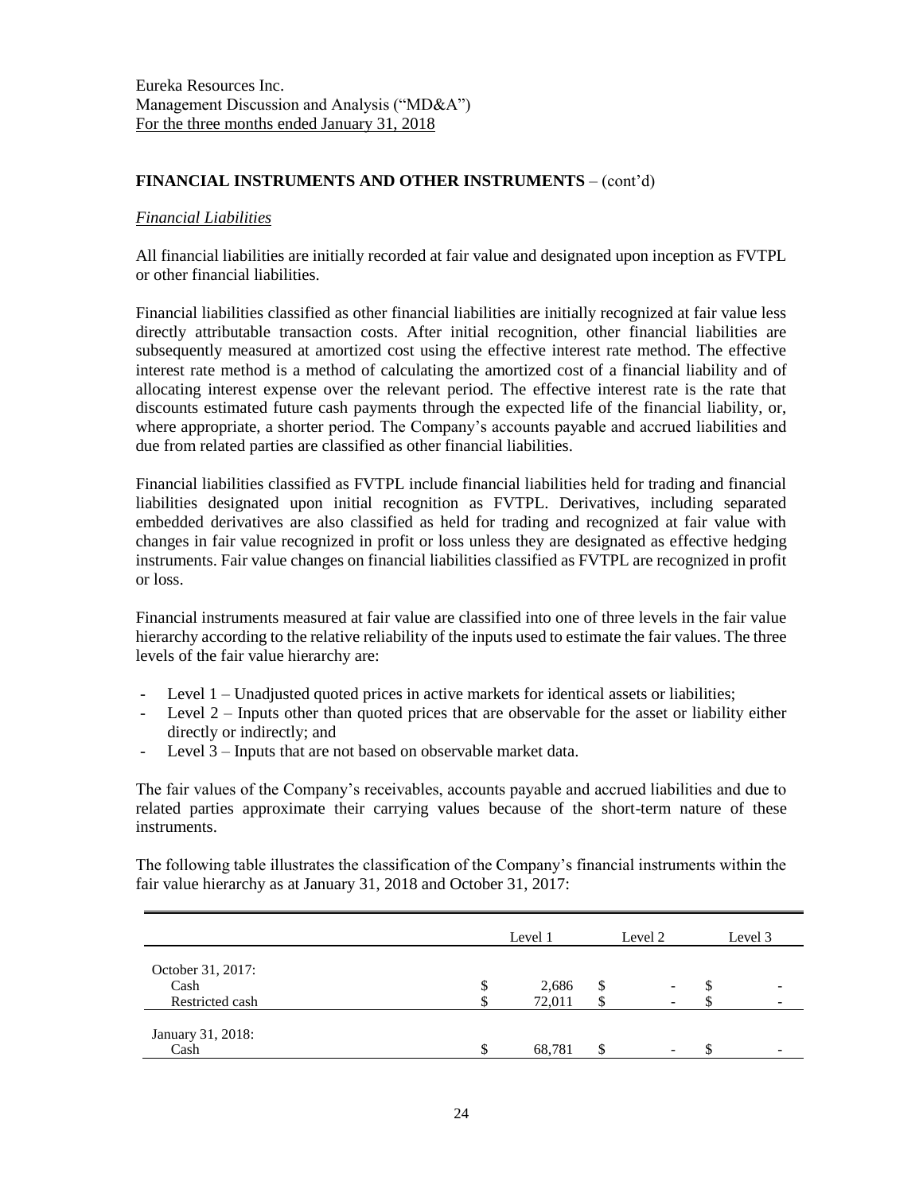## FINANCIAL INSTRUMENTS AND OTHER INSTRUMENTS – (cont'd)

### *Financial Liabilities*

All financial liabilities are initially recorded at fair value and designated upon inception as FVTPL or other financial liabilities.

Financial liabilities classified as other financial liabilities are initially recognized at fair value less directly attributable transaction costs. After initial recognition, other financial liabilities are subsequently measured at amortized cost using the effective interest rate method. The effective interest rate method is a method of calculating the amortized cost of a financial liability and of allocating interest expense over the relevant period. The effective interest rate is the rate that discounts estimated future cash payments through the expected life of the financial liability, or, where appropriate, a shorter period. The Company's accounts payable and accrued liabilities and due from related parties are classified as other financial liabilities.

Financial liabilities classified as FVTPL include financial liabilities held for trading and financial liabilities designated upon initial recognition as FVTPL. Derivatives, including separated embedded derivatives are also classified as held for trading and recognized at fair value with changes in fair value recognized in profit or loss unless they are designated as effective hedging instruments. Fair value changes on financial liabilities classified as FVTPL are recognized in profit or loss.

Financial instruments measured at fair value are classified into one of three levels in the fair value hierarchy according to the relative reliability of the inputs used to estimate the fair values. The three levels of the fair value hierarchy are:

- Level 1 – Unadjusted quoted prices in active markets for identical assets or liabilities;
- Level 2 – Inputs other than quoted prices that are observable for the asset or liability either directly or indirectly; and
- Level 3 – Inputs that are not based on observable market data.

The fair values of the Company's receivables, accounts payable and accrued liabilities and due to related parties approximate their carrying values because of the short-term nature of these instruments.

The following table illustrates the classification of the Company's financial instruments within the fair value hierarchy as at January 31, 2018 and October 31, 2017:

| | Level 1 | Level 2 | Level 3 |
|---|---|---|---|
| October 31, 2017: | | | |
| Cash | $ 2,686 | $ - | $ - |
| Restricted cash | $ 72,011 | $ - | $ - |
| January 31, 2018: | | | |
| Cash | $ 68,781 | $ - | $ - |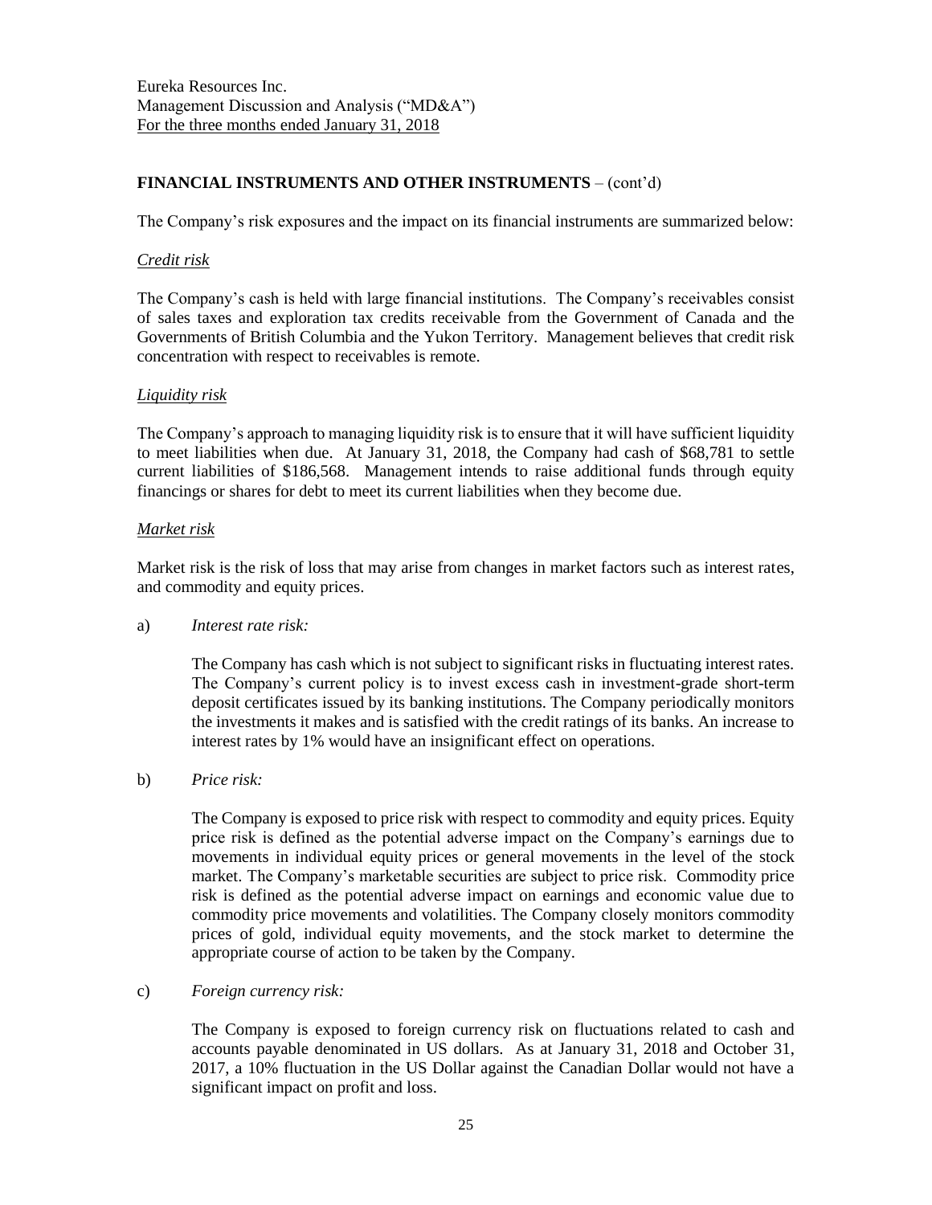## FINANCIAL INSTRUMENTS AND OTHER INSTRUMENTS – (cont'd)

The Company's risk exposures and the impact on its financial instruments are summarized below:

### *Credit risk*

The Company's cash is held with large financial institutions. The Company's receivables consist of sales taxes and exploration tax credits receivable from the Government of Canada and the Governments of British Columbia and the Yukon Territory. Management believes that credit risk concentration with respect to receivables is remote.

### *Liquidity risk*

The Company's approach to managing liquidity risk is to ensure that it will have sufficient liquidity to meet liabilities when due. At January 31, 2018, the Company had cash of $68,781 to settle current liabilities of $186,568. Management intends to raise additional funds through equity financings or shares for debt to meet its current liabilities when they become due.

### *Market risk*

Market risk is the risk of loss that may arise from changes in market factors such as interest rates, and commodity and equity prices.

a) *Interest rate risk:*

   The Company has cash which is not subject to significant risks in fluctuating interest rates. The Company's current policy is to invest excess cash in investment-grade short-term deposit certificates issued by its banking institutions. The Company periodically monitors the investments it makes and is satisfied with the credit ratings of its banks. An increase to interest rates by 1% would have an insignificant effect on operations.

b) *Price risk:*

   The Company is exposed to price risk with respect to commodity and equity prices. Equity price risk is defined as the potential adverse impact on the Company's earnings due to movements in individual equity prices or general movements in the level of the stock market. The Company's marketable securities are subject to price risk. Commodity price risk is defined as the potential adverse impact on earnings and economic value due to commodity price movements and volatilities. The Company closely monitors commodity prices of gold, individual equity movements, and the stock market to determine the appropriate course of action to be taken by the Company.

c) *Foreign currency risk:*

   The Company is exposed to foreign currency risk on fluctuations related to cash and accounts payable denominated in US dollars. As at January 31, 2018 and October 31, 2017, a 10% fluctuation in the US Dollar against the Canadian Dollar would not have a significant impact on profit and loss.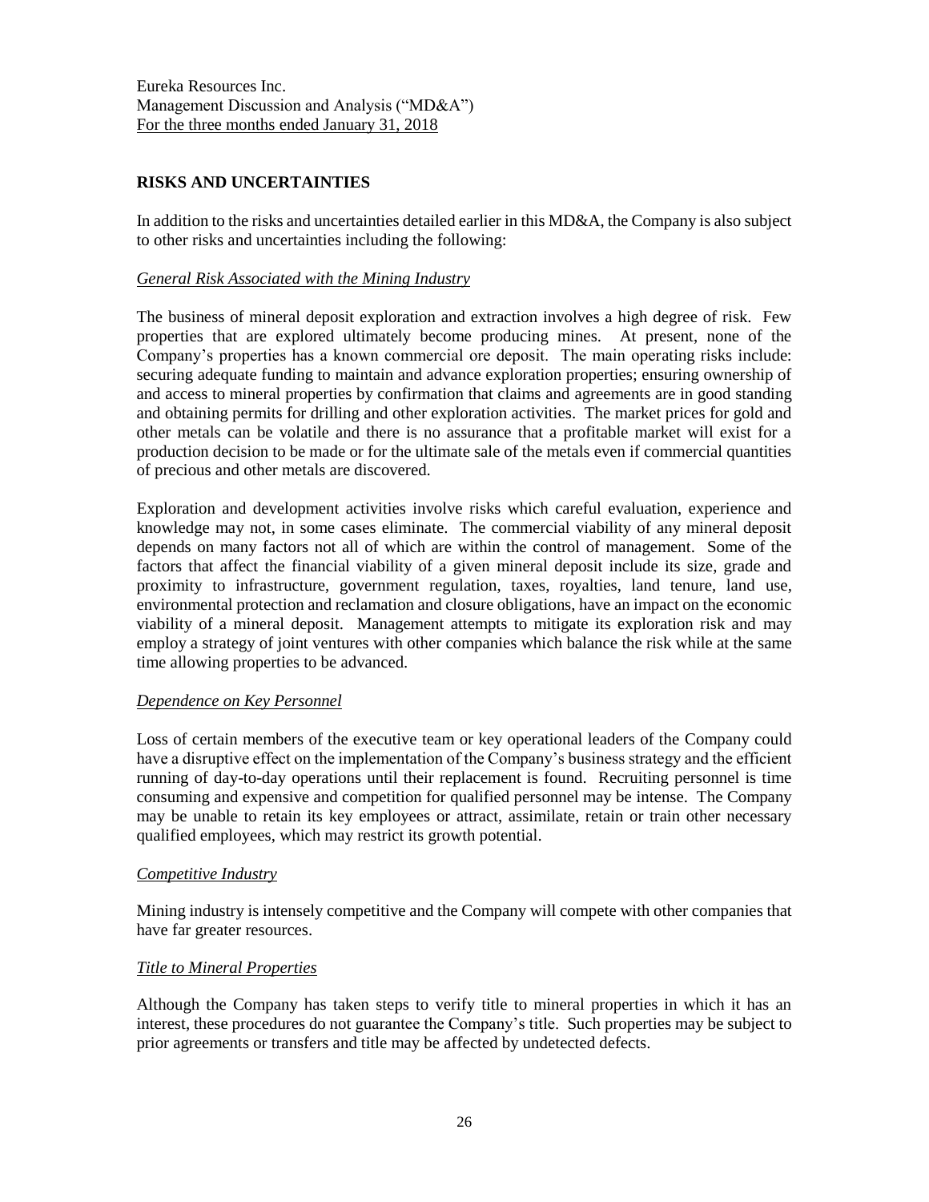## RISKS AND UNCERTAINTIES

In addition to the risks and uncertainties detailed earlier in this MD&A, the Company is also subject to other risks and uncertainties including the following:

### *General Risk Associated with the Mining Industry*

The business of mineral deposit exploration and extraction involves a high degree of risk. Few properties that are explored ultimately become producing mines. At present, none of the Company's properties has a known commercial ore deposit. The main operating risks include: securing adequate funding to maintain and advance exploration properties; ensuring ownership of and access to mineral properties by confirmation that claims and agreements are in good standing and obtaining permits for drilling and other exploration activities. The market prices for gold and other metals can be volatile and there is no assurance that a profitable market will exist for a production decision to be made or for the ultimate sale of the metals even if commercial quantities of precious and other metals are discovered.

Exploration and development activities involve risks which careful evaluation, experience and knowledge may not, in some cases eliminate. The commercial viability of any mineral deposit depends on many factors not all of which are within the control of management. Some of the factors that affect the financial viability of a given mineral deposit include its size, grade and proximity to infrastructure, government regulation, taxes, royalties, land tenure, land use, environmental protection and reclamation and closure obligations, have an impact on the economic viability of a mineral deposit. Management attempts to mitigate its exploration risk and may employ a strategy of joint ventures with other companies which balance the risk while at the same time allowing properties to be advanced.

### *Dependence on Key Personnel*

Loss of certain members of the executive team or key operational leaders of the Company could have a disruptive effect on the implementation of the Company's business strategy and the efficient running of day-to-day operations until their replacement is found. Recruiting personnel is time consuming and expensive and competition for qualified personnel may be intense. The Company may be unable to retain its key employees or attract, assimilate, retain or train other necessary qualified employees, which may restrict its growth potential.

### *Competitive Industry*

Mining industry is intensely competitive and the Company will compete with other companies that have far greater resources.

### *Title to Mineral Properties*

Although the Company has taken steps to verify title to mineral properties in which it has an interest, these procedures do not guarantee the Company's title. Such properties may be subject to prior agreements or transfers and title may be affected by undetected defects.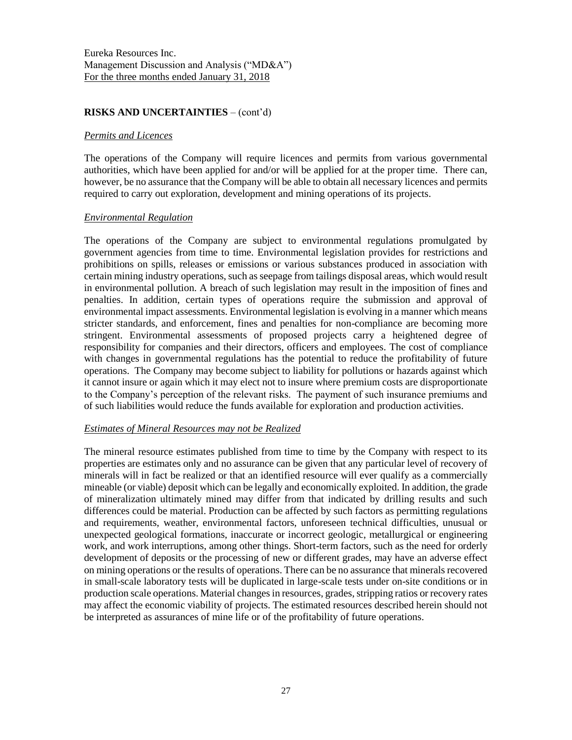## RISKS AND UNCERTAINTIES – (cont'd)

### *Permits and Licences*

The operations of the Company will require licences and permits from various governmental authorities, which have been applied for and/or will be applied for at the proper time. There can, however, be no assurance that the Company will be able to obtain all necessary licences and permits required to carry out exploration, development and mining operations of its projects.

### *Environmental Regulation*

The operations of the Company are subject to environmental regulations promulgated by government agencies from time to time. Environmental legislation provides for restrictions and prohibitions on spills, releases or emissions or various substances produced in association with certain mining industry operations, such as seepage from tailings disposal areas, which would result in environmental pollution. A breach of such legislation may result in the imposition of fines and penalties. In addition, certain types of operations require the submission and approval of environmental impact assessments. Environmental legislation is evolving in a manner which means stricter standards, and enforcement, fines and penalties for non-compliance are becoming more stringent. Environmental assessments of proposed projects carry a heightened degree of responsibility for companies and their directors, officers and employees. The cost of compliance with changes in governmental regulations has the potential to reduce the profitability of future operations. The Company may become subject to liability for pollutions or hazards against which it cannot insure or again which it may elect not to insure where premium costs are disproportionate to the Company's perception of the relevant risks. The payment of such insurance premiums and of such liabilities would reduce the funds available for exploration and production activities.

### *Estimates of Mineral Resources may not be Realized*

The mineral resource estimates published from time to time by the Company with respect to its properties are estimates only and no assurance can be given that any particular level of recovery of minerals will in fact be realized or that an identified resource will ever qualify as a commercially mineable (or viable) deposit which can be legally and economically exploited. In addition, the grade of mineralization ultimately mined may differ from that indicated by drilling results and such differences could be material. Production can be affected by such factors as permitting regulations and requirements, weather, environmental factors, unforeseen technical difficulties, unusual or unexpected geological formations, inaccurate or incorrect geologic, metallurgical or engineering work, and work interruptions, among other things. Short-term factors, such as the need for orderly development of deposits or the processing of new or different grades, may have an adverse effect on mining operations or the results of operations. There can be no assurance that minerals recovered in small-scale laboratory tests will be duplicated in large-scale tests under on-site conditions or in production scale operations. Material changes in resources, grades, stripping ratios or recovery rates may affect the economic viability of projects. The estimated resources described herein should not be interpreted as assurances of mine life or of the profitability of future operations.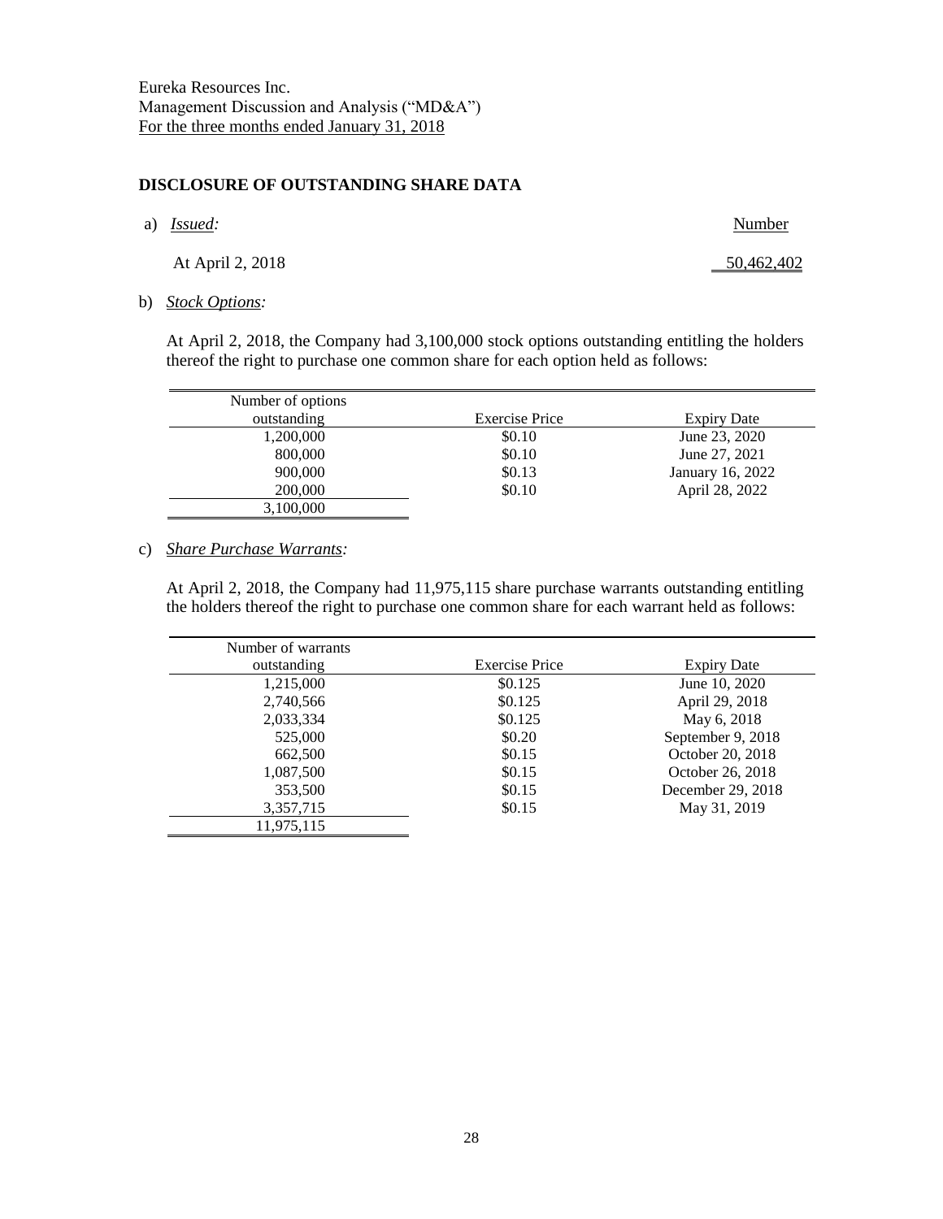## DISCLOSURE OF OUTSTANDING SHARE DATA

a) *Issued:*

| | Number |
|---|---|
| At April 2, 2018 | 50,462,402 |

b) *Stock Options:*

At April 2, 2018, the Company had 3,100,000 stock options outstanding entitling the holders thereof the right to purchase one common share for each option held as follows:

| Number of options outstanding | Exercise Price | Expiry Date |
|---|---|---|
| 1,200,000 | $0.10 | June 23, 2020 |
| 800,000 | $0.10 | June 27, 2021 |
| 900,000 | $0.13 | January 16, 2022 |
| 200,000 | $0.10 | April 28, 2022 |
| 3,100,000 | | |

c) *Share Purchase Warrants:*

At April 2, 2018, the Company had 11,975,115 share purchase warrants outstanding entitling the holders thereof the right to purchase one common share for each warrant held as follows:

| Number of warrants outstanding | Exercise Price | Expiry Date |
|---|---|---|
| 1,215,000 | $0.125 | June 10, 2020 |
| 2,740,566 | $0.125 | April 29, 2018 |
| 2,033,334 | $0.125 | May 6, 2018 |
| 525,000 | $0.20 | September 9, 2018 |
| 662,500 | $0.15 | October 20, 2018 |
| 1,087,500 | $0.15 | October 26, 2018 |
| 353,500 | $0.15 | December 29, 2018 |
| 3,357,715 | $0.15 | May 31, 2019 |
| 11,975,115 | | |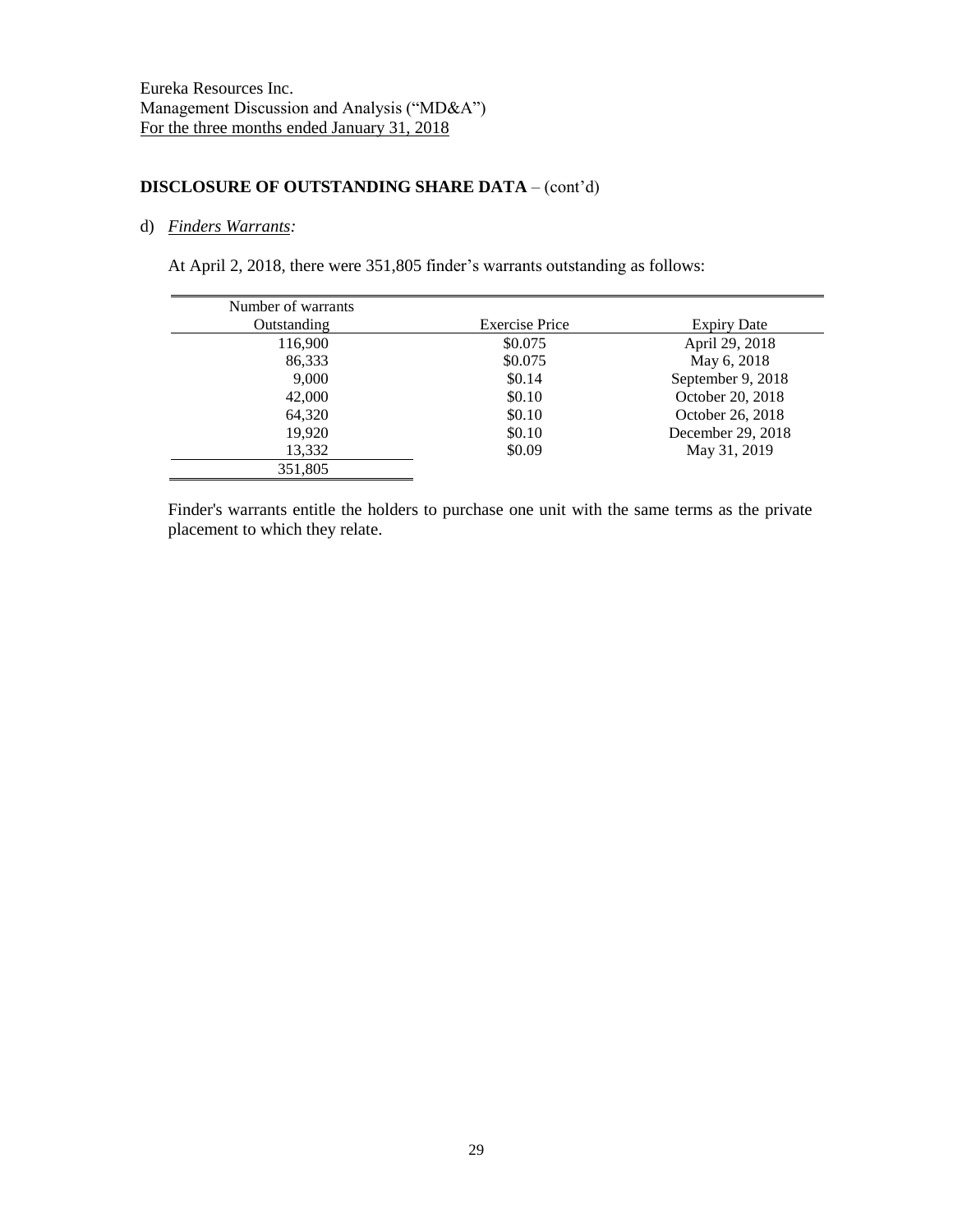## DISCLOSURE OF OUTSTANDING SHARE DATA – (cont'd)

d) *Finders Warrants:*

At April 2, 2018, there were 351,805 finder's warrants outstanding as follows:

| Number of warrants Outstanding | Exercise Price | Expiry Date |
|---|---|---|
| 116,900 | $0.075 | April 29, 2018 |
| 86,333 | $0.075 | May 6, 2018 |
| 9,000 | $0.14 | September 9, 2018 |
| 42,000 | $0.10 | October 20, 2018 |
| 64,320 | $0.10 | October 26, 2018 |
| 19,920 | $0.10 | December 29, 2018 |
| 13,332 | $0.09 | May 31, 2019 |
| 351,805 | | |

Finder's warrants entitle the holders to purchase one unit with the same terms as the private placement to which they relate.